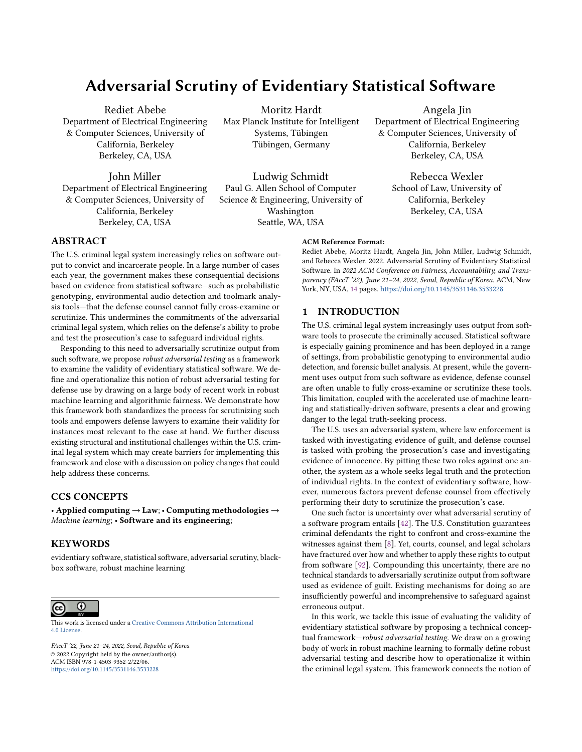# Adversarial Scrutiny of Evidentiary Statistical Software

Rediet Abebe
Department of Electrical Engineering & Computer Sciences, University of California, Berkeley
Berkeley, CA, USA

Moritz Hardt
Max Planck Institute for Intelligent Systems, Tübingen
Tübingen, Germany

Angela Jin
Department of Electrical Engineering & Computer Sciences, University of California, Berkeley
Berkeley, CA, USA

John Miller
Department of Electrical Engineering & Computer Sciences, University of California, Berkeley
Berkeley, CA, USA

Ludwig Schmidt
Paul G. Allen School of Computer Science & Engineering, University of Washington
Seattle, WA, USA

Rebecca Wexler
School of Law, University of California, Berkeley
Berkeley, CA, USA

## ABSTRACT

The U.S. criminal legal system increasingly relies on software output to convict and incarcerate people. In a large number of cases each year, the government makes these consequential decisions based on evidence from statistical software—such as probabilistic genotyping, environmental audio detection and toolmark analysis tools—that the defense counsel cannot fully cross-examine or scrutinize. This undermines the commitments of the adversarial criminal legal system, which relies on the defense's ability to probe and test the prosecution's case to safeguard individual rights.

Responding to this need to adversarially scrutinize output from such software, we propose *robust adversarial testing* as a framework to examine the validity of evidentiary statistical software. We define and operationalize this notion of robust adversarial testing for defense use by drawing on a large body of recent work in robust machine learning and algorithmic fairness. We demonstrate how this framework both standardizes the process for scrutinizing such tools and empowers defense lawyers to examine their validity for instances most relevant to the case at hand. We further discuss existing structural and institutional challenges within the U.S. criminal legal system which may create barriers for implementing this framework and close with a discussion on policy changes that could help address these concerns.

## CCS CONCEPTS

• **Applied computing** → **Law**; • **Computing methodologies** → *Machine learning*; • **Software and its engineering**;

## KEYWORDS

evidentiary software, statistical software, adversarial scrutiny, black-box software, robust machine learning

This work is licensed under a Creative Commons Attribution International 4.0 License.

*FAccT '22, June 21–24, 2022, Seoul, Republic of Korea*
© 2022 Copyright held by the owner/author(s).
ACM ISBN 978-1-4503-9352-2/22/06.
https://doi.org/10.1145/3531146.3533228

**ACM Reference Format:**
Rediet Abebe, Moritz Hardt, Angela Jin, John Miller, Ludwig Schmidt, and Rebecca Wexler. 2022. Adversarial Scrutiny of Evidentiary Statistical Software. In *2022 ACM Conference on Fairness, Accountability, and Transparency (FAccT '22), June 21–24, 2022, Seoul, Republic of Korea.* ACM, New York, NY, USA, 14 pages. https://doi.org/10.1145/3531146.3533228

## 1 INTRODUCTION

The U.S. criminal legal system increasingly uses output from software tools to prosecute the criminally accused. Statistical software is especially gaining prominence and has been deployed in a range of settings, from probabilistic genotyping to environmental audio detection, and forensic bullet analysis. At present, while the government uses output from such software as evidence, defense counsel are often unable to fully cross-examine or scrutinize these tools. This limitation, coupled with the accelerated use of machine learning and statistically-driven software, presents a clear and growing danger to the legal truth-seeking process.

The U.S. uses an adversarial system, where law enforcement is tasked with investigating evidence of guilt, and defense counsel is tasked with probing the prosecution's case and investigating evidence of innocence. By pitting these two roles against one another, the system as a whole seeks legal truth and the protection of individual rights. In the context of evidentiary software, however, numerous factors prevent defense counsel from effectively performing their duty to scrutinize the prosecution's case.

One such factor is uncertainty over what adversarial scrutiny of a software program entails [42]. The U.S. Constitution guarantees criminal defendants the right to confront and cross-examine the witnesses against them [8]. Yet, courts, counsel, and legal scholars have fractured over how and whether to apply these rights to output from software [92]. Compounding this uncertainty, there are no technical standards to adversarially scrutinize output from software used as evidence of guilt. Existing mechanisms for doing so are insufficiently powerful and incomprehensive to safeguard against erroneous output.

In this work, we tackle this issue of evaluating the validity of evidentiary statistical software by proposing a technical conceptual framework—*robust adversarial testing*. We draw on a growing body of work in robust machine learning to formally define robust adversarial testing and describe how to operationalize it within the criminal legal system. This framework connects the notion of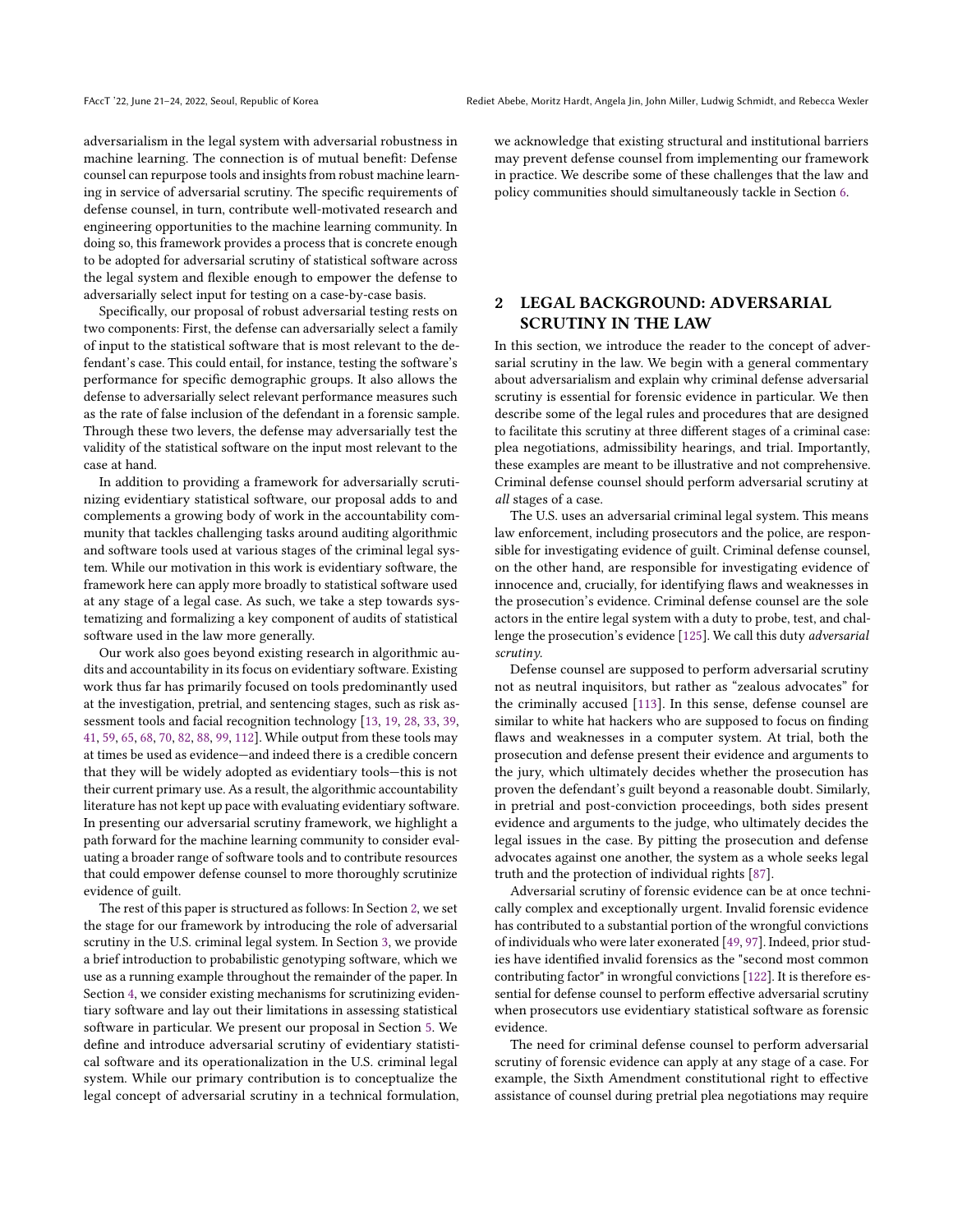adversarialism in the legal system with adversarial robustness in machine learning. The connection is of mutual benefit: Defense counsel can repurpose tools and insights from robust machine learning in service of adversarial scrutiny. The specific requirements of defense counsel, in turn, contribute well-motivated research and engineering opportunities to the machine learning community. In doing so, this framework provides a process that is concrete enough to be adopted for adversarial scrutiny of statistical software across the legal system and flexible enough to empower the defense to adversarially select input for testing on a case-by-case basis.

Specifically, our proposal of robust adversarial testing rests on two components: First, the defense can adversarially select a family of input to the statistical software that is most relevant to the defendant's case. This could entail, for instance, testing the software's performance for specific demographic groups. It also allows the defense to adversarially select relevant performance measures such as the rate of false inclusion of the defendant in a forensic sample. Through these two levers, the defense may adversarially test the validity of the statistical software on the input most relevant to the case at hand.

In addition to providing a framework for adversarially scrutinizing evidentiary statistical software, our proposal adds to and complements a growing body of work in the accountability community that tackles challenging tasks around auditing algorithmic and software tools used at various stages of the criminal legal system. While our motivation in this work is evidentiary software, the framework here can apply more broadly to statistical software used at any stage of a legal case. As such, we take a step towards systematizing and formalizing a key component of audits of statistical software used in the law more generally.

Our work also goes beyond existing research in algorithmic audits and accountability in its focus on evidentiary software. Existing work thus far has primarily focused on tools predominantly used at the investigation, pretrial, and sentencing stages, such as risk assessment tools and facial recognition technology [13, 19, 28, 33, 39, 41, 59, 65, 68, 70, 82, 88, 99, 112]. While output from these tools may at times be used as evidence—and indeed there is a credible concern that they will be widely adopted as evidentiary tools—this is not their current primary use. As a result, the algorithmic accountability literature has not kept up pace with evaluating evidentiary software. In presenting our adversarial scrutiny framework, we highlight a path forward for the machine learning community to consider evaluating a broader range of software tools and to contribute resources that could empower defense counsel to more thoroughly scrutinize evidence of guilt.

The rest of this paper is structured as follows: In Section 2, we set the stage for our framework by introducing the role of adversarial scrutiny in the U.S. criminal legal system. In Section 3, we provide a brief introduction to probabilistic genotyping software, which we use as a running example throughout the remainder of the paper. In Section 4, we consider existing mechanisms for scrutinizing evidentiary software and lay out their limitations in assessing statistical software in particular. We present our proposal in Section 5. We define and introduce adversarial scrutiny of evidentiary statistical software and its operationalization in the U.S. criminal legal system. While our primary contribution is to conceptualize the legal concept of adversarial scrutiny in a technical formulation, we acknowledge that existing structural and institutional barriers may prevent defense counsel from implementing our framework in practice. We describe some of these challenges that the law and policy communities should simultaneously tackle in Section 6.

## 2 LEGAL BACKGROUND: ADVERSARIAL SCRUTINY IN THE LAW

In this section, we introduce the reader to the concept of adversarial scrutiny in the law. We begin with a general commentary about adversarialism and explain why criminal defense adversarial scrutiny is essential for forensic evidence in particular. We then describe some of the legal rules and procedures that are designed to facilitate this scrutiny at three different stages of a criminal case: plea negotiations, admissibility hearings, and trial. Importantly, these examples are meant to be illustrative and not comprehensive. Criminal defense counsel should perform adversarial scrutiny at *all* stages of a case.

The U.S. uses an adversarial criminal legal system. This means law enforcement, including prosecutors and the police, are responsible for investigating evidence of guilt. Criminal defense counsel, on the other hand, are responsible for investigating evidence of innocence and, crucially, for identifying flaws and weaknesses in the prosecution's evidence. Criminal defense counsel are the sole actors in the entire legal system with a duty to probe, test, and challenge the prosecution's evidence [125]. We call this duty *adversarial scrutiny*.

Defense counsel are supposed to perform adversarial scrutiny not as neutral inquisitors, but rather as "zealous advocates" for the criminally accused [113]. In this sense, defense counsel are similar to white hat hackers who are supposed to focus on finding flaws and weaknesses in a computer system. At trial, both the prosecution and defense present their evidence and arguments to the jury, which ultimately decides whether the prosecution has proven the defendant's guilt beyond a reasonable doubt. Similarly, in pretrial and post-conviction proceedings, both sides present evidence and arguments to the judge, who ultimately decides the legal issues in the case. By pitting the prosecution and defense advocates against one another, the system as a whole seeks legal truth and the protection of individual rights [87].

Adversarial scrutiny of forensic evidence can be at once technically complex and exceptionally urgent. Invalid forensic evidence has contributed to a substantial portion of the wrongful convictions of individuals who were later exonerated [49, 97]. Indeed, prior studies have identified invalid forensics as the "second most common contributing factor" in wrongful convictions [122]. It is therefore essential for defense counsel to perform effective adversarial scrutiny when prosecutors use evidentiary statistical software as forensic evidence.

The need for criminal defense counsel to perform adversarial scrutiny of forensic evidence can apply at any stage of a case. For example, the Sixth Amendment constitutional right to effective assistance of counsel during pretrial plea negotiations may require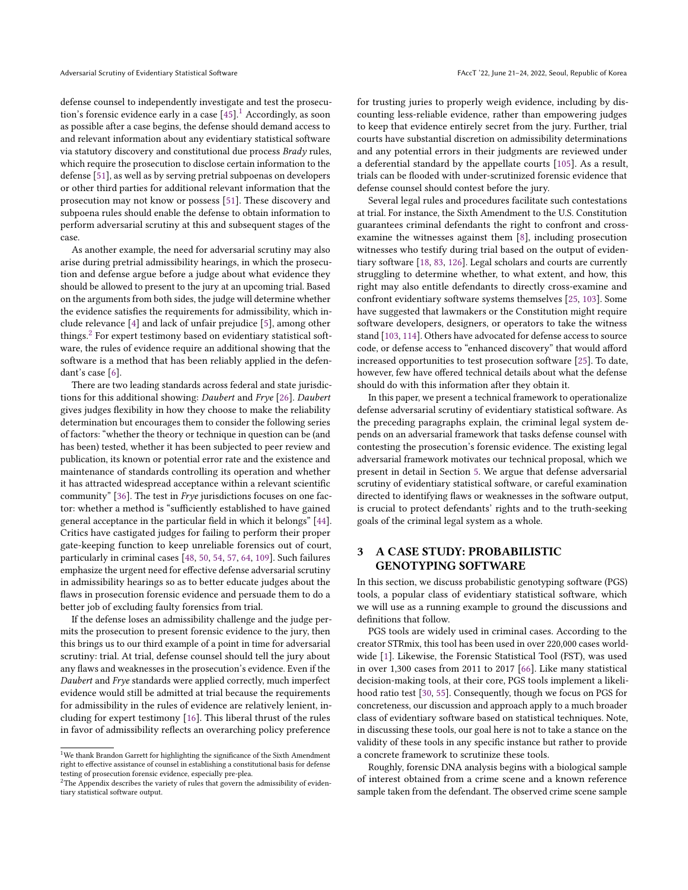defense counsel to independently investigate and test the prosecution's forensic evidence early in a case [45].[1] Accordingly, as soon as possible after a case begins, the defense should demand access to and relevant information about any evidentiary statistical software via statutory discovery and constitutional due process *Brady* rules, which require the prosecution to disclose certain information to the defense [51], as well as by serving pretrial subpoenas on developers or other third parties for additional relevant information that the prosecution may not know or possess [51]. These discovery and subpoena rules should enable the defense to obtain information to perform adversarial scrutiny at this and subsequent stages of the case.

As another example, the need for adversarial scrutiny may also arise during pretrial admissibility hearings, in which the prosecution and defense argue before a judge about what evidence they should be allowed to present to the jury at an upcoming trial. Based on the arguments from both sides, the judge will determine whether the evidence satisfies the requirements for admissibility, which include relevance [4] and lack of unfair prejudice [5], among other things.[2] For expert testimony based on evidentiary statistical software, the rules of evidence require an additional showing that the software is a method that has been reliably applied in the defendant's case [6].

There are two leading standards across federal and state jurisdictions for this additional showing: *Daubert* and *Frye* [26]. *Daubert* gives judges flexibility in how they choose to make the reliability determination but encourages them to consider the following series of factors: "whether the theory or technique in question can be (and has been) tested, whether it has been subjected to peer review and publication, its known or potential error rate and the existence and maintenance of standards controlling its operation and whether it has attracted widespread acceptance within a relevant scientific community" [36]. The test in *Frye* jurisdictions focuses on one factor: whether a method is "sufficiently established to have gained general acceptance in the particular field in which it belongs" [44]. Critics have castigated judges for failing to perform their proper gate-keeping function to keep unreliable forensics out of court, particularly in criminal cases [48, 50, 54, 57, 64, 109]. Such failures emphasize the urgent need for effective defense adversarial scrutiny in admissibility hearings so as to better educate judges about the flaws in prosecution forensic evidence and persuade them to do a better job of excluding faulty forensics from trial.

If the defense loses an admissibility challenge and the judge permits the prosecution to present forensic evidence to the jury, then this brings us to our third example of a point in time for adversarial scrutiny: trial. At trial, defense counsel should tell the jury about any flaws and weaknesses in the prosecution's evidence. Even if the *Daubert* and *Frye* standards were applied correctly, much imperfect evidence would still be admitted at trial because the requirements for admissibility in the rules of evidence are relatively lenient, including for expert testimony [16]. This liberal thrust of the rules in favor of admissibility reflects an overarching policy preference for trusting juries to properly weigh evidence, including by discounting less-reliable evidence, rather than empowering judges to keep that evidence entirely secret from the jury. Further, trial courts have substantial discretion on admissibility determinations and any potential errors in their judgments are reviewed under a deferential standard by the appellate courts [105]. As a result, trials can be flooded with under-scrutinized forensic evidence that defense counsel should contest before the jury.

Several legal rules and procedures facilitate such contestations at trial. For instance, the Sixth Amendment to the U.S. Constitution guarantees criminal defendants the right to confront and cross-examine the witnesses against them [8], including prosecution witnesses who testify during trial based on the output of evidentiary software [18, 83, 126]. Legal scholars and courts are currently struggling to determine whether, to what extent, and how, this right may also entitle defendants to directly cross-examine and confront evidentiary software systems themselves [25, 103]. Some have suggested that lawmakers or the Constitution might require software developers, designers, or operators to take the witness stand [103, 114]. Others have advocated for defense access to source code, or defense access to "enhanced discovery" that would afford increased opportunities to test prosecution software [25]. To date, however, few have offered technical details about what the defense should do with this information after they obtain it.

In this paper, we present a technical framework to operationalize defense adversarial scrutiny of evidentiary statistical software. As the preceding paragraphs explain, the criminal legal system depends on an adversarial framework that tasks defense counsel with contesting the prosecution's forensic evidence. The existing legal adversarial framework motivates our technical proposal, which we present in detail in Section 5. We argue that defense adversarial scrutiny of evidentiary statistical software, or careful examination directed to identifying flaws or weaknesses in the software output, is crucial to protect defendants' rights and to the truth-seeking goals of the criminal legal system as a whole.

## 3 A CASE STUDY: PROBABILISTIC GENOTYPING SOFTWARE

In this section, we discuss probabilistic genotyping software (PGS) tools, a popular class of evidentiary statistical software, which we will use as a running example to ground the discussions and definitions that follow.

PGS tools are widely used in criminal cases. According to the creator STRmix, this tool has been used in over 220,000 cases worldwide [1]. Likewise, the Forensic Statistical Tool (FST), was used in over 1,300 cases from 2011 to 2017 [66]. Like many statistical decision-making tools, at their core, PGS tools implement a likelihood ratio test [30, 55]. Consequently, though we focus on PGS for concreteness, our discussion and approach apply to a much broader class of evidentiary software based on statistical techniques. Note, in discussing these tools, our goal here is not to take a stance on the validity of these tools in any specific instance but rather to provide a concrete framework to scrutinize these tools.

Roughly, forensic DNA analysis begins with a biological sample of interest obtained from a crime scene and a known reference sample taken from the defendant. The observed crime scene sample

---

[1] We thank Brandon Garrett for highlighting the significance of the Sixth Amendment right to effective assistance of counsel in establishing a constitutional basis for defense testing of prosecution forensic evidence, especially pre-plea.

[2] The Appendix describes the variety of rules that govern the admissibility of evidentiary statistical software output.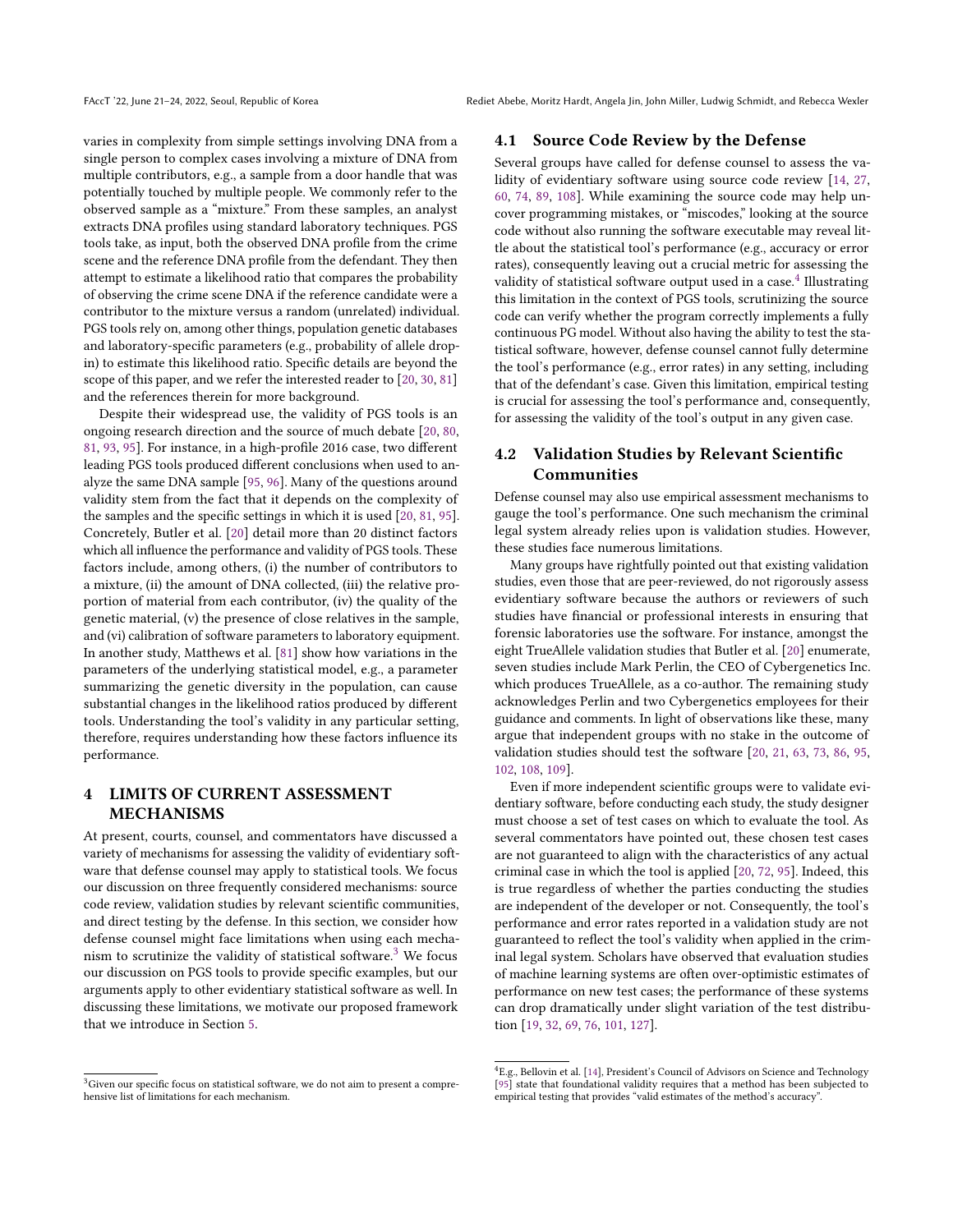varies in complexity from simple settings involving DNA from a single person to complex cases involving a mixture of DNA from multiple contributors, e.g., a sample from a door handle that was potentially touched by multiple people. We commonly refer to the observed sample as a "mixture." From these samples, an analyst extracts DNA profiles using standard laboratory techniques. PGS tools take, as input, both the observed DNA profile from the crime scene and the reference DNA profile from the defendant. They then attempt to estimate a likelihood ratio that compares the probability of observing the crime scene DNA if the reference candidate were a contributor to the mixture versus a random (unrelated) individual. PGS tools rely on, among other things, population genetic databases and laboratory-specific parameters (e.g., probability of allele drop-in) to estimate this likelihood ratio. Specific details are beyond the scope of this paper, and we refer the interested reader to [20, 30, 81] and the references therein for more background.

Despite their widespread use, the validity of PGS tools is an ongoing research direction and the source of much debate [20, 80, 81, 93, 95]. For instance, in a high-profile 2016 case, two different leading PGS tools produced different conclusions when used to analyze the same DNA sample [95, 96]. Many of the questions around validity stem from the fact that it depends on the complexity of the samples and the specific settings in which it is used [20, 81, 95]. Concretely, Butler et al. [20] detail more than 20 distinct factors which all influence the performance and validity of PGS tools. These factors include, among others, (i) the number of contributors to a mixture, (ii) the amount of DNA collected, (iii) the relative proportion of material from each contributor, (iv) the quality of the genetic material, (v) the presence of close relatives in the sample, and (vi) calibration of software parameters to laboratory equipment. In another study, Matthews et al. [81] show how variations in the parameters of the underlying statistical model, e.g., a parameter summarizing the genetic diversity in the population, can cause substantial changes in the likelihood ratios produced by different tools. Understanding the tool's validity in any particular setting, therefore, requires understanding how these factors influence its performance.

## 4 LIMITS OF CURRENT ASSESSMENT MECHANISMS

At present, courts, counsel, and commentators have discussed a variety of mechanisms for assessing the validity of evidentiary software that defense counsel may apply to statistical tools. We focus our discussion on three frequently considered mechanisms: source code review, validation studies by relevant scientific communities, and direct testing by the defense. In this section, we consider how defense counsel might face limitations when using each mechanism to scrutinize the validity of statistical software.[3] We focus our discussion on PGS tools to provide specific examples, but our arguments apply to other evidentiary statistical software as well. In discussing these limitations, we motivate our proposed framework that we introduce in Section 5.

[3] Given our specific focus on statistical software, we do not aim to present a comprehensive list of limitations for each mechanism.

### 4.1 Source Code Review by the Defense

Several groups have called for defense counsel to assess the validity of evidentiary software using source code review [14, 27, 60, 74, 89, 108]. While examining the source code may help uncover programming mistakes, or "miscodes," looking at the source code without also running the software executable may reveal little about the statistical tool's performance (e.g., accuracy or error rates), consequently leaving out a crucial metric for assessing the validity of statistical software output used in a case.[4] Illustrating this limitation in the context of PGS tools, scrutinizing the source code can verify whether the program correctly implements a fully continuous PG model. Without also having the ability to test the statistical software, however, defense counsel cannot fully determine the tool's performance (e.g., error rates) in any setting, including that of the defendant's case. Given this limitation, empirical testing is crucial for assessing the tool's performance and, consequently, for assessing the validity of the tool's output in any given case.

### 4.2 Validation Studies by Relevant Scientific Communities

Defense counsel may also use empirical assessment mechanisms to gauge the tool's performance. One such mechanism the criminal legal system already relies upon is validation studies. However, these studies face numerous limitations.

Many groups have rightfully pointed out that existing validation studies, even those that are peer-reviewed, do not rigorously assess evidentiary software because the authors or reviewers of such studies have financial or professional interests in ensuring that forensic laboratories use the software. For instance, amongst the eight TrueAllele validation studies that Butler et al. [20] enumerate, seven studies include Mark Perlin, the CEO of Cybergenetics Inc. which produces TrueAllele, as a co-author. The remaining study acknowledges Perlin and two Cybergenetics employees for their guidance and comments. In light of observations like these, many argue that independent groups with no stake in the outcome of validation studies should test the software [20, 21, 63, 73, 86, 95, 102, 108, 109].

Even if more independent scientific groups were to validate evidentiary software, before conducting each study, the study designer must choose a set of test cases on which to evaluate the tool. As several commentators have pointed out, these chosen test cases are not guaranteed to align with the characteristics of any actual criminal case in which the tool is applied [20, 72, 95]. Indeed, this is true regardless of whether the parties conducting the studies are independent of the developer or not. Consequently, the tool's performance and error rates reported in a validation study are not guaranteed to reflect the tool's validity when applied in the criminal legal system. Scholars have observed that evaluation studies of machine learning systems are often over-optimistic estimates of performance on new test cases; the performance of these systems can drop dramatically under slight variation of the test distribution [19, 32, 69, 76, 101, 127].

[4] E.g., Bellovin et al. [14], President's Council of Advisors on Science and Technology [95] state that foundational validity requires that a method has been subjected to empirical testing that provides "valid estimates of the method's accuracy".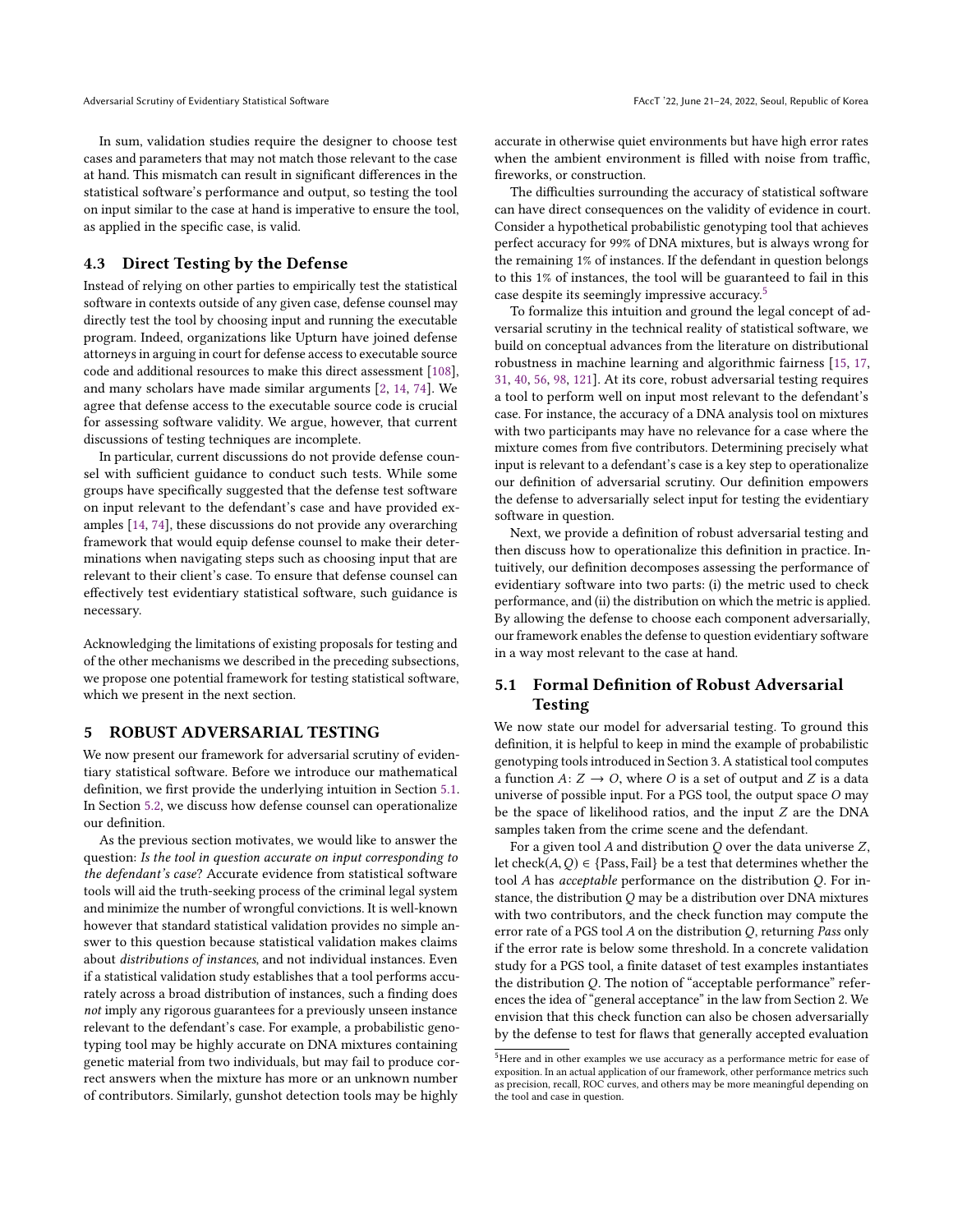In sum, validation studies require the designer to choose test cases and parameters that may not match those relevant to the case at hand. This mismatch can result in significant differences in the statistical software's performance and output, so testing the tool on input similar to the case at hand is imperative to ensure the tool, as applied in the specific case, is valid.

### 4.3 Direct Testing by the Defense

Instead of relying on other parties to empirically test the statistical software in contexts outside of any given case, defense counsel may directly test the tool by choosing input and running the executable program. Indeed, organizations like Upturn have joined defense attorneys in arguing in court for defense access to executable source code and additional resources to make this direct assessment [108], and many scholars have made similar arguments [2, 14, 74]. We agree that defense access to the executable source code is crucial for assessing software validity. We argue, however, that current discussions of testing techniques are incomplete.

In particular, current discussions do not provide defense counsel with sufficient guidance to conduct such tests. While some groups have specifically suggested that the defense test software on input relevant to the defendant's case and have provided examples [14, 74], these discussions do not provide any overarching framework that would equip defense counsel to make their determinations when navigating steps such as choosing input that are relevant to their client's case. To ensure that defense counsel can effectively test evidentiary statistical software, such guidance is necessary.

Acknowledging the limitations of existing proposals for testing and of the other mechanisms we described in the preceding subsections, we propose one potential framework for testing statistical software, which we present in the next section.

## 5 ROBUST ADVERSARIAL TESTING

We now present our framework for adversarial scrutiny of evidentiary statistical software. Before we introduce our mathematical definition, we first provide the underlying intuition in Section 5.1. In Section 5.2, we discuss how defense counsel can operationalize our definition.

As the previous section motivates, we would like to answer the question: *Is the tool in question accurate on input corresponding to the defendant's case*? Accurate evidence from statistical software tools will aid the truth-seeking process of the criminal legal system and minimize the number of wrongful convictions. It is well-known however that standard statistical validation provides no simple answer to this question because statistical validation makes claims about *distributions of instances*, and not individual instances. Even if a statistical validation study establishes that a tool performs accurately across a broad distribution of instances, such a finding does *not* imply any rigorous guarantees for a previously unseen instance relevant to the defendant's case. For example, a probabilistic genotyping tool may be highly accurate on DNA mixtures containing genetic material from two individuals, but may fail to produce correct answers when the mixture has more or an unknown number of contributors. Similarly, gunshot detection tools may be highly accurate in otherwise quiet environments but have high error rates when the ambient environment is filled with noise from traffic, fireworks, or construction.

The difficulties surrounding the accuracy of statistical software can have direct consequences on the validity of evidence in court. Consider a hypothetical probabilistic genotyping tool that achieves perfect accuracy for 99% of DNA mixtures, but is always wrong for the remaining 1% of instances. If the defendant in question belongs to this 1% of instances, the tool will be guaranteed to fail in this case despite its seemingly impressive accuracy.[5]

To formalize this intuition and ground the legal concept of adversarial scrutiny in the technical reality of statistical software, we build on conceptual advances from the literature on distributional robustness in machine learning and algorithmic fairness [15, 17, 31, 40, 56, 98, 121]. At its core, robust adversarial testing requires a tool to perform well on input most relevant to the defendant's case. For instance, the accuracy of a DNA analysis tool on mixtures with two participants may have no relevance for a case where the mixture comes from five contributors. Determining precisely what input is relevant to a defendant's case is a key step to operationalize our definition of adversarial scrutiny. Our definition empowers the defense to adversarially select input for testing the evidentiary software in question.

Next, we provide a definition of robust adversarial testing and then discuss how to operationalize this definition in practice. Intuitively, our definition decomposes assessing the performance of evidentiary software into two parts: (i) the metric used to check performance, and (ii) the distribution on which the metric is applied. By allowing the defense to choose each component adversarially, our framework enables the defense to question evidentiary software in a way most relevant to the case at hand.

### 5.1 Formal Definition of Robust Adversarial Testing

We now state our model for adversarial testing. To ground this definition, it is helpful to keep in mind the example of probabilistic genotyping tools introduced in Section 3. A statistical tool computes a function $A: Z \to O$, where $O$ is a set of output and $Z$ is a data universe of possible input. For a PGS tool, the output space $O$ may be the space of likelihood ratios, and the input $Z$ are the DNA samples taken from the crime scene and the defendant.

For a given tool $A$ and distribution $Q$ over the data universe $Z$, let $\text{check}(A, Q) \in \{\text{Pass}, \text{Fail}\}$ be a test that determines whether the tool $A$ has *acceptable* performance on the distribution $Q$. For instance, the distribution $Q$ may be a distribution over DNA mixtures with two contributors, and the check function may compute the error rate of a PGS tool $A$ on the distribution $Q$, returning *Pass* only if the error rate is below some threshold. In a concrete validation study for a PGS tool, a finite dataset of test examples instantiates the distribution $Q$. The notion of "acceptable performance" references the idea of "general acceptance" in the law from Section 2. We envision that this check function can also be chosen adversarially by the defense to test for flaws that generally accepted evaluation

[5] Here and in other examples we use accuracy as a performance metric for ease of exposition. In an actual application of our framework, other performance metrics such as precision, recall, ROC curves, and others may be more meaningful depending on the tool and case in question.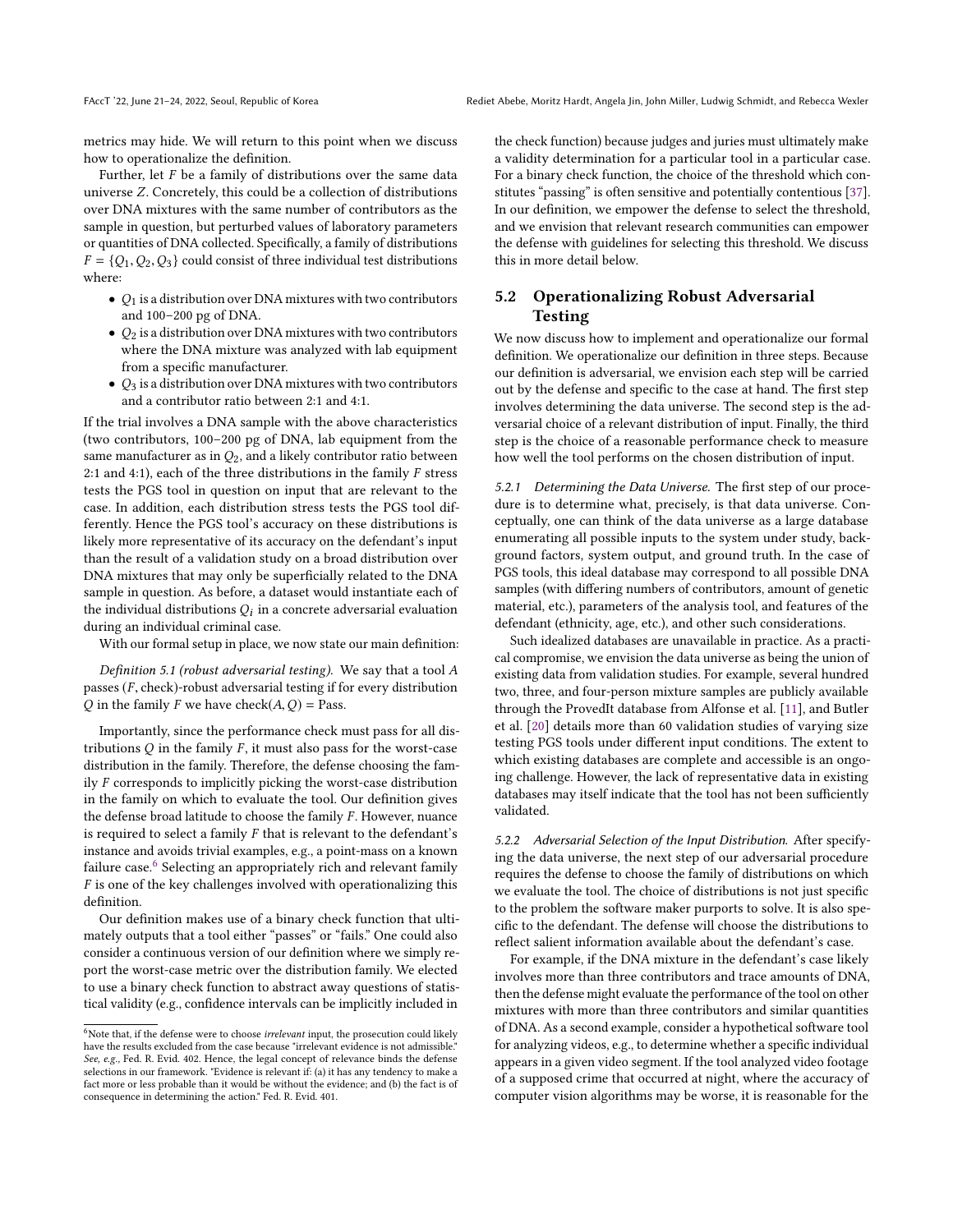metrics may hide. We will return to this point when we discuss how to operationalize the definition.

Further, let $F$ be a family of distributions over the same data universe $Z$. Concretely, this could be a collection of distributions over DNA mixtures with the same number of contributors as the sample in question, but perturbed values of laboratory parameters or quantities of DNA collected. Specifically, a family of distributions $F = \{Q_1, Q_2, Q_3\}$ could consist of three individual test distributions where:

- $Q_1$ is a distribution over DNA mixtures with two contributors and 100–200 pg of DNA.
- $Q_2$ is a distribution over DNA mixtures with two contributors where the DNA mixture was analyzed with lab equipment from a specific manufacturer.
- $Q_3$ is a distribution over DNA mixtures with two contributors and a contributor ratio between 2:1 and 4:1.

If the trial involves a DNA sample with the above characteristics (two contributors, 100–200 pg of DNA, lab equipment from the same manufacturer as in $Q_2$, and a likely contributor ratio between 2:1 and 4:1), each of the three distributions in the family $F$ stress tests the PGS tool in question on input that are relevant to the case. In addition, each distribution stress tests the PGS tool differently. Hence the PGS tool's accuracy on these distributions is likely more representative of its accuracy on the defendant's input than the result of a validation study on a broad distribution over DNA mixtures that may only be superficially related to the DNA sample in question. As before, a dataset would instantiate each of the individual distributions $Q_i$ in a concrete adversarial evaluation during an individual criminal case.

With our formal setup in place, we now state our main definition:

*Definition 5.1 (robust adversarial testing).* We say that a tool $A$ passes ($F$, check)-robust adversarial testing if for every distribution $Q$ in the family $F$ we have $\text{check}(A, Q) = \text{Pass}$.

Importantly, since the performance check must pass for all distributions $Q$ in the family $F$, it must also pass for the worst-case distribution in the family. Therefore, the defense choosing the family $F$ corresponds to implicitly picking the worst-case distribution in the family on which to evaluate the tool. Our definition gives the defense broad latitude to choose the family $F$. However, nuance is required to select a family $F$ that is relevant to the defendant's instance and avoids trivial examples, e.g., a point-mass on a known failure case.[6] Selecting an appropriately rich and relevant family $F$ is one of the key challenges involved with operationalizing this definition.

Our definition makes use of a binary check function that ultimately outputs that a tool either "passes" or "fails." One could also consider a continuous version of our definition where we simply report the worst-case metric over the distribution family. We elected to use a binary check function to abstract away questions of statistical validity (e.g., confidence intervals can be implicitly included in the check function) because judges and juries must ultimately make a validity determination for a particular tool in a particular case. For a binary check function, the choice of the threshold which constitutes "passing" is often sensitive and potentially contentious [37]. In our definition, we empower the defense to select the threshold, and we envision that relevant research communities can empower the defense with guidelines for selecting this threshold. We discuss this in more detail below.

## 5.2 Operationalizing Robust Adversarial Testing

We now discuss how to implement and operationalize our formal definition. We operationalize our definition in three steps. Because our definition is adversarial, we envision each step will be carried out by the defense and specific to the case at hand. The first step involves determining the data universe. The second step is the adversarial choice of a relevant distribution of input. Finally, the third step is the choice of a reasonable performance check to measure how well the tool performs on the chosen distribution of input.

*5.2.1 Determining the Data Universe.* The first step of our procedure is to determine what, precisely, is that data universe. Conceptually, one can think of the data universe as a large database enumerating all possible inputs to the system under study, background factors, system output, and ground truth. In the case of PGS tools, this ideal database may correspond to all possible DNA samples (with differing numbers of contributors, amount of genetic material, etc.), parameters of the analysis tool, and features of the defendant (ethnicity, age, etc.), and other such considerations.

Such idealized databases are unavailable in practice. As a practical compromise, we envision the data universe as being the union of existing data from validation studies. For example, several hundred two, three, and four-person mixture samples are publicly available through the ProvedIt database from Alfonse et al. [11], and Butler et al. [20] details more than 60 validation studies of varying size testing PGS tools under different input conditions. The extent to which existing databases are complete and accessible is an ongoing challenge. However, the lack of representative data in existing databases may itself indicate that the tool has not been sufficiently validated.

*5.2.2 Adversarial Selection of the Input Distribution.* After specifying the data universe, the next step of our adversarial procedure requires the defense to choose the family of distributions on which we evaluate the tool. The choice of distributions is not just specific to the problem the software maker purports to solve. It is also specific to the defendant. The defense will choose the distributions to reflect salient information available about the defendant's case.

For example, if the DNA mixture in the defendant's case likely involves more than three contributors and trace amounts of DNA, then the defense might evaluate the performance of the tool on other mixtures with more than three contributors and similar quantities of DNA. As a second example, consider a hypothetical software tool for analyzing videos, e.g., to determine whether a specific individual appears in a given video segment. If the tool analyzed video footage of a supposed crime that occurred at night, where the accuracy of computer vision algorithms may be worse, it is reasonable for the

[6] Note that, if the defense were to choose *irrelevant* input, the prosecution could likely have the results excluded from the case because "irrelevant evidence is not admissible." *See, e.g.*, Fed. R. Evid. 402. Hence, the legal concept of relevance binds the defense selections in our framework. "Evidence is relevant if: (a) it has any tendency to make a fact more or less probable than it would be without the evidence; and (b) the fact is of consequence in determining the action." Fed. R. Evid. 401.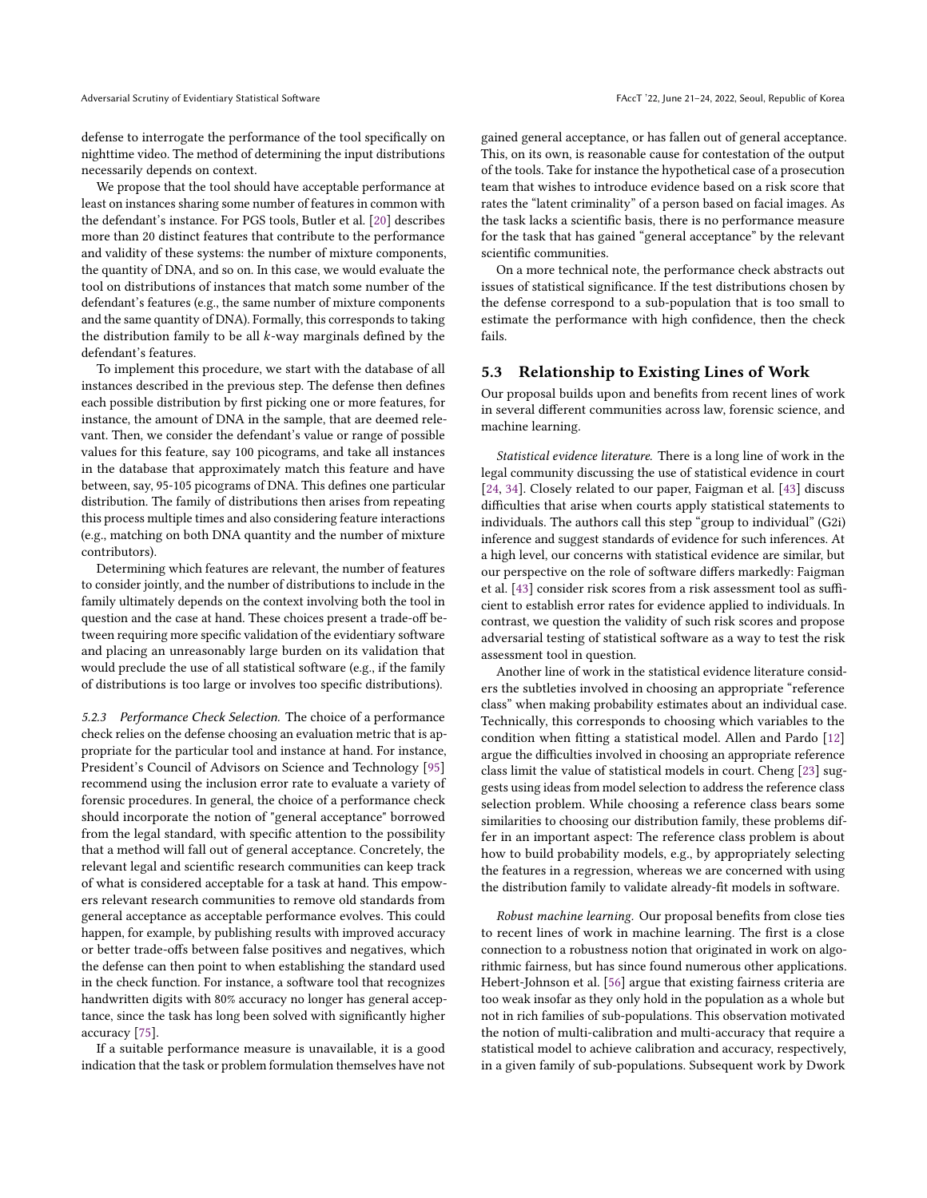defense to interrogate the performance of the tool specifically on nighttime video. The method of determining the input distributions necessarily depends on context.

We propose that the tool should have acceptable performance at least on instances sharing some number of features in common with the defendant's instance. For PGS tools, Butler et al. [20] describes more than 20 distinct features that contribute to the performance and validity of these systems: the number of mixture components, the quantity of DNA, and so on. In this case, we would evaluate the tool on distributions of instances that match some number of the defendant's features (e.g., the same number of mixture components and the same quantity of DNA). Formally, this corresponds to taking the distribution family to be all $k$-way marginals defined by the defendant's features.

To implement this procedure, we start with the database of all instances described in the previous step. The defense then defines each possible distribution by first picking one or more features, for instance, the amount of DNA in the sample, that are deemed relevant. Then, we consider the defendant's value or range of possible values for this feature, say 100 picograms, and take all instances in the database that approximately match this feature and have between, say, 95-105 picograms of DNA. This defines one particular distribution. The family of distributions then arises from repeating this process multiple times and also considering feature interactions (e.g., matching on both DNA quantity and the number of mixture contributors).

Determining which features are relevant, the number of features to consider jointly, and the number of distributions to include in the family ultimately depends on the context involving both the tool in question and the case at hand. These choices present a trade-off between requiring more specific validation of the evidentiary software and placing an unreasonably large burden on its validation that would preclude the use of all statistical software (e.g., if the family of distributions is too large or involves too specific distributions).

*5.2.3 Performance Check Selection.* The choice of a performance check relies on the defense choosing an evaluation metric that is appropriate for the particular tool and instance at hand. For instance, President's Council of Advisors on Science and Technology [95] recommend using the inclusion error rate to evaluate a variety of forensic procedures. In general, the choice of a performance check should incorporate the notion of "general acceptance" borrowed from the legal standard, with specific attention to the possibility that a method will fall out of general acceptance. Concretely, the relevant legal and scientific research communities can keep track of what is considered acceptable for a task at hand. This empowers relevant research communities to remove old standards from general acceptance as acceptable performance evolves. This could happen, for example, by publishing results with improved accuracy or better trade-offs between false positives and negatives, which the defense can then point to when establishing the standard used in the check function. For instance, a software tool that recognizes handwritten digits with 80% accuracy no longer has general acceptance, since the task has long been solved with significantly higher accuracy [75].

If a suitable performance measure is unavailable, it is a good indication that the task or problem formulation themselves have not gained general acceptance, or has fallen out of general acceptance. This, on its own, is reasonable cause for contestation of the output of the tools. Take for instance the hypothetical case of a prosecution team that wishes to introduce evidence based on a risk score that rates the "latent criminality" of a person based on facial images. As the task lacks a scientific basis, there is no performance measure for the task that has gained "general acceptance" by the relevant scientific communities.

On a more technical note, the performance check abstracts out issues of statistical significance. If the test distributions chosen by the defense correspond to a sub-population that is too small to estimate the performance with high confidence, then the check fails.

### 5.3 Relationship to Existing Lines of Work

Our proposal builds upon and benefits from recent lines of work in several different communities across law, forensic science, and machine learning.

*Statistical evidence literature.* There is a long line of work in the legal community discussing the use of statistical evidence in court [24, 34]. Closely related to our paper, Faigman et al. [43] discuss difficulties that arise when courts apply statistical statements to individuals. The authors call this step "group to individual" (G2i) inference and suggest standards of evidence for such inferences. At a high level, our concerns with statistical evidence are similar, but our perspective on the role of software differs markedly: Faigman [43] consider risk scores from a risk assessment tool as sufficient to establish error rates for evidence applied to individuals. In contrast, we question the validity of such risk scores and propose adversarial testing of statistical software as a way to test the risk assessment tool in question.

Another line of work in the statistical evidence literature considers the subtleties involved in choosing an appropriate "reference class" when making probability estimates about an individual case. Technically, this corresponds to choosing which variables to the condition when fitting a statistical model. Allen and Pardo [12] argue the difficulties involved in choosing an appropriate reference class limit the value of statistical models in court. Cheng [23] suggests using ideas from model selection to address the reference class selection problem. While choosing a reference class bears some similarities to choosing our distribution family, these problems differ in an important aspect: The reference class problem is about how to build probability models, e.g., by appropriately selecting the features in a regression, whereas we are concerned with using the distribution family to validate already-fit models in software.

*Robust machine learning.* Our proposal benefits from close ties to recent lines of work in machine learning. The first is a close connection to a robustness notion that originated in work on algorithmic fairness, but has since found numerous other applications. Hebert-Johnson et al. [56] argue that existing fairness criteria are too weak insofar as they only hold in the population as a whole but not in rich families of sub-populations. This observation motivated the notion of multi-calibration and multi-accuracy that require a statistical model to achieve calibration and accuracy, respectively, in a given family of sub-populations. Subsequent work by Dwork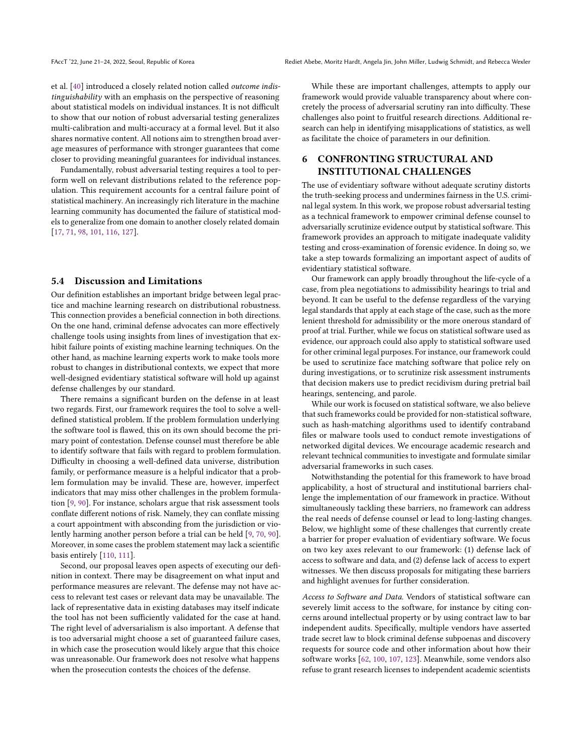et al. [40] introduced a closely related notion called *outcome indistinguishability* with an emphasis on the perspective of reasoning about statistical models on individual instances. It is not difficult to show that our notion of robust adversarial testing generalizes multi-calibration and multi-accuracy at a formal level. But it also shares normative content. All notions aim to strengthen broad average measures of performance with stronger guarantees that come closer to providing meaningful guarantees for individual instances.

Fundamentally, robust adversarial testing requires a tool to perform well on relevant distributions related to the reference population. This requirement accounts for a central failure point of statistical machinery. An increasingly rich literature in the machine learning community has documented the failure of statistical models to generalize from one domain to another closely related domain [17, 71, 98, 101, 116, 127].

### 5.4 Discussion and Limitations

Our definition establishes an important bridge between legal practice and machine learning research on distributional robustness. This connection provides a beneficial connection in both directions. On the one hand, criminal defense advocates can more effectively challenge tools using insights from lines of investigation that exhibit failure points of existing machine learning techniques. On the other hand, as machine learning experts work to make tools more robust to changes in distributional contexts, we expect that more well-designed evidentiary statistical software will hold up against defense challenges by our standard.

There remains a significant burden on the defense in at least two regards. First, our framework requires the tool to solve a well-defined statistical problem. If the problem formulation underlying the software tool is flawed, this on its own should become the primary point of contestation. Defense counsel must therefore be able to identify software that fails with regard to problem formulation. Difficulty in choosing a well-defined data universe, distribution family, or performance measure is a helpful indicator that a problem formulation may be invalid. These are, however, imperfect indicators that may miss other challenges in the problem formulation [9, 90]. For instance, scholars argue that risk assessment tools conflate different notions of risk. Namely, they can conflate missing a court appointment with absconding from the jurisdiction or violently harming another person before a trial can be held [9, 70, 90]. Moreover, in some cases the problem statement may lack a scientific basis entirely [110, 111].

Second, our proposal leaves open aspects of executing our definition in context. There may be disagreement on what input and performance measures are relevant. The defense may not have access to relevant test cases or relevant data may be unavailable. The lack of representative data in existing databases may itself indicate the tool has not been sufficiently validated for the case at hand. The right level of adversarialism is also important. A defense that is too adversarial might choose a set of guaranteed failure cases, in which case the prosecution would likely argue that this choice was unreasonable. Our framework does not resolve what happens when the prosecution contests the choices of the defense.

While these are important challenges, attempts to apply our framework would provide valuable transparency about where concretely the process of adversarial scrutiny ran into difficulty. These challenges also point to fruitful research directions. Additional research can help in identifying misapplications of statistics, as well as facilitate the choice of parameters in our definition.

## 6 CONFRONTING STRUCTURAL AND INSTITUTIONAL CHALLENGES

The use of evidentiary software without adequate scrutiny distorts the truth-seeking process and undermines fairness in the U.S. criminal legal system. In this work, we propose robust adversarial testing as a technical framework to empower criminal defense counsel to adversarially scrutinize evidence output by statistical software. This framework provides an approach to mitigate inadequate validity testing and cross-examination of forensic evidence. In doing so, we take a step towards formalizing an important aspect of audits of evidentiary statistical software.

Our framework can apply broadly throughout the life-cycle of a case, from plea negotiations to admissibility hearings to trial and beyond. It can be useful to the defense regardless of the varying legal standards that apply at each stage of the case, such as the more lenient threshold for admissibility or the more onerous standard of proof at trial. Further, while we focus on statistical software used as evidence, our approach could also apply to statistical software used for other criminal legal purposes. For instance, our framework could be used to scrutinize face matching software that police rely on during investigations, or to scrutinize risk assessment instruments that decision makers use to predict recidivism during pretrial bail hearings, sentencing, and parole.

While our work is focused on statistical software, we also believe that such frameworks could be provided for non-statistical software, such as hash-matching algorithms used to identify contraband files or malware tools used to conduct remote investigations of networked digital devices. We encourage academic research and relevant technical communities to investigate and formulate similar adversarial frameworks in such cases.

Notwithstanding the potential for this framework to have broad applicability, a host of structural and institutional barriers challenge the implementation of our framework in practice. Without simultaneously tackling these barriers, no framework can address the real needs of defense counsel or lead to long-lasting changes. Below, we highlight some of these challenges that currently create a barrier for proper evaluation of evidentiary software. We focus on two key axes relevant to our framework: (1) defense lack of access to software and data, and (2) defense lack of access to expert witnesses. We then discuss proposals for mitigating these barriers and highlight avenues for further consideration.

*Access to Software and Data.* Vendors of statistical software can severely limit access to the software, for instance by citing concerns around intellectual property or by using contract law to bar independent audits. Specifically, multiple vendors have asserted trade secret law to block criminal defense subpoenas and discovery requests for source code and other information about how their software works [62, 100, 107, 123]. Meanwhile, some vendors also refuse to grant research licenses to independent academic scientists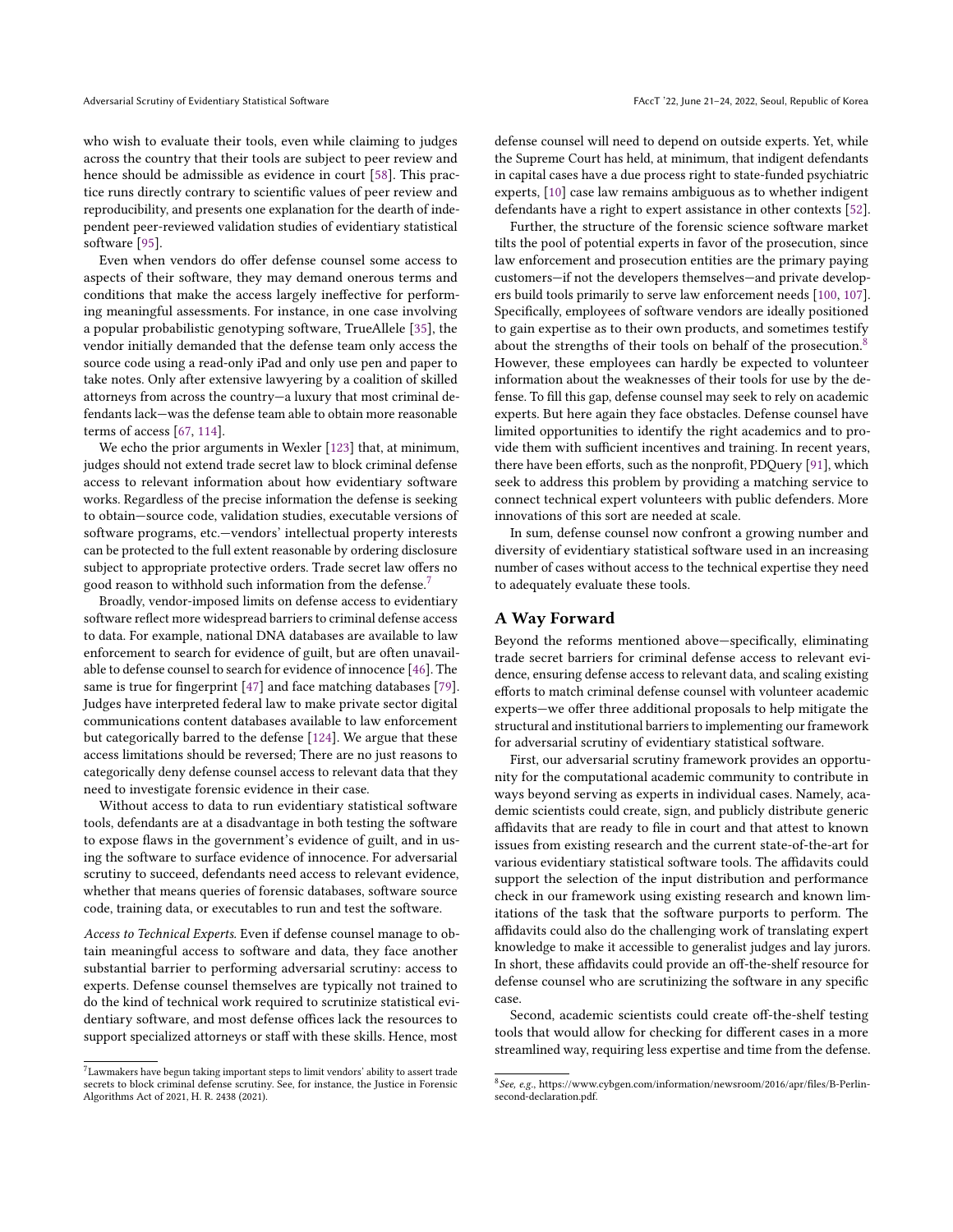who wish to evaluate their tools, even while claiming to judges across the country that their tools are subject to peer review and hence should be admissible as evidence in court [58]. This practice runs directly contrary to scientific values of peer review and reproducibility, and presents one explanation for the dearth of independent peer-reviewed validation studies of evidentiary statistical software [95].

Even when vendors do offer defense counsel some access to aspects of their software, they may demand onerous terms and conditions that make the access largely ineffective for performing meaningful assessments. For instance, in one case involving a popular probabilistic genotyping software, TrueAllele [35], the vendor initially demanded that the defense team only access the source code using a read-only iPad and only use pen and paper to take notes. Only after extensive lawyering by a coalition of skilled attorneys from across the country—a luxury that most criminal defendants lack—was the defense team able to obtain more reasonable terms of access [67, 114].

We echo the prior arguments in Wexler [123] that, at minimum, judges should not extend trade secret law to block criminal defense access to relevant information about how evidentiary software works. Regardless of the precise information the defense is seeking to obtain—source code, validation studies, executable versions of software programs, etc.—vendors' intellectual property interests can be protected to the full extent reasonable by ordering disclosure subject to appropriate protective orders. Trade secret law offers no good reason to withhold such information from the defense.[7]

Broadly, vendor-imposed limits on defense access to evidentiary software reflect more widespread barriers to criminal defense access to data. For example, national DNA databases are available to law enforcement to search for evidence of guilt, but are often unavailable to defense counsel to search for evidence of innocence [46]. The same is true for fingerprint [47] and face matching databases [79]. Judges have interpreted federal law to make private sector digital communications content databases available to law enforcement but categorically barred to the defense [124]. We argue that these access limitations should be reversed; There are no just reasons to categorically deny defense counsel access to relevant data that they need to investigate forensic evidence in their case.

Without access to data to run evidentiary statistical software tools, defendants are at a disadvantage in both testing the software to expose flaws in the government's evidence of guilt, and in using the software to surface evidence of innocence. For adversarial scrutiny to succeed, defendants need access to relevant evidence, whether that means queries of forensic databases, software source code, training data, or executables to run and test the software.

*Access to Technical Experts.* Even if defense counsel manage to obtain meaningful access to software and data, they face another substantial barrier to performing adversarial scrutiny: access to experts. Defense counsel themselves are typically not trained to do the kind of technical work required to scrutinize statistical evidentiary software, and most defense offices lack the resources to support specialized attorneys or staff with these skills. Hence, most defense counsel will need to depend on outside experts. Yet, while the Supreme Court has held, at minimum, that indigent defendants in capital cases have a due process right to state-funded psychiatric experts, [10] case law remains ambiguous as to whether indigent defendants have a right to expert assistance in other contexts [52].

Further, the structure of the forensic science software market tilts the pool of potential experts in favor of the prosecution, since law enforcement and prosecution entities are the primary paying customers—if not the developers themselves—and private developers build tools primarily to serve law enforcement needs [100, 107]. Specifically, employees of software vendors are ideally positioned to gain expertise as to their own products, and sometimes testify about the strengths of their tools on behalf of the prosecution.[8] However, these employees can hardly be expected to volunteer information about the weaknesses of their tools for use by the defense. To fill this gap, defense counsel may seek to rely on academic experts. But here again they face obstacles. Defense counsel have limited opportunities to identify the right academics and to provide them with sufficient incentives and training. In recent years, there have been efforts, such as the nonprofit, PDQuery [91], which seek to address this problem by providing a matching service to connect technical expert volunteers with public defenders. More innovations of this sort are needed at scale.

In sum, defense counsel now confront a growing number and diversity of evidentiary statistical software used in an increasing number of cases without access to the technical expertise they need to adequately evaluate these tools.

## A Way Forward

Beyond the reforms mentioned above—specifically, eliminating trade secret barriers for criminal defense access to relevant evidence, ensuring defense access to relevant data, and scaling existing efforts to match criminal defense counsel with volunteer academic experts—we offer three additional proposals to help mitigate the structural and institutional barriers to implementing our framework for adversarial scrutiny of evidentiary statistical software.

First, our adversarial scrutiny framework provides an opportunity for the computational academic community to contribute in ways beyond serving as experts in individual cases. Namely, academic scientists could create, sign, and publicly distribute generic affidavits that are ready to file in court and that attest to known issues from existing research and the current state-of-the-art for various evidentiary statistical software tools. The affidavits could support the selection of the input distribution and performance check in our framework using existing research and known limitations of the task that the software purports to perform. The affidavits could also do the challenging work of translating expert knowledge to make it accessible to generalist judges and lay jurors. In short, these affidavits could provide an off-the-shelf resource for defense counsel who are scrutinizing the software in any specific case.

Second, academic scientists could create off-the-shelf testing tools that would allow for checking for different cases in a more streamlined way, requiring less expertise and time from the defense.

[7] Lawmakers have begun taking important steps to limit vendors' ability to assert trade secrets to block criminal defense scrutiny. See, for instance, the Justice in Forensic Algorithms Act of 2021, H. R. 2438 (2021).

[8] *See, e.g.*, https://www.cybgen.com/information/newsroom/2016/apr/files/B-Perlin-second-declaration.pdf.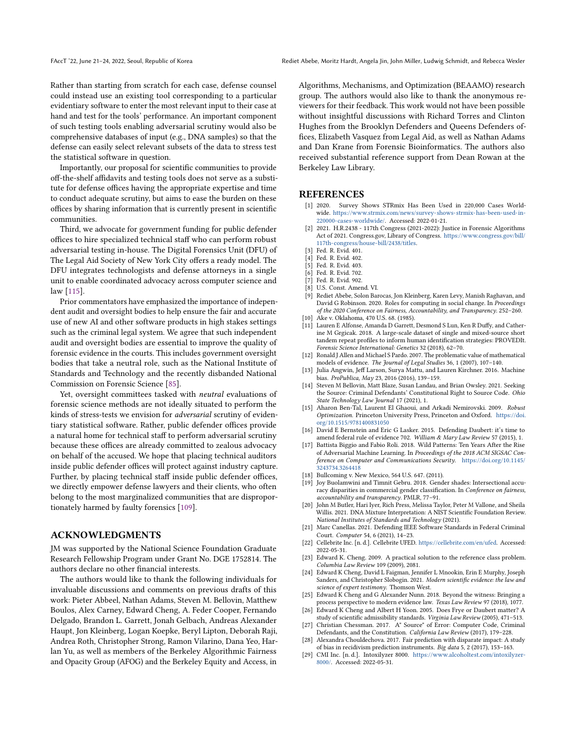Rather than starting from scratch for each case, defense counsel could instead use an existing tool corresponding to a particular evidentiary software to enter the most relevant input to their case at hand and test for the tools' performance. An important component of such testing tools enabling adversarial scrutiny would also be comprehensive databases of input (e.g., DNA samples) so that the defense can easily select relevant subsets of the data to stress test the statistical software in question.

Importantly, our proposal for scientific communities to provide off-the-shelf affidavits and testing tools does not serve as a substitute for defense offices having the appropriate expertise and time to conduct adequate scrutiny, but aims to ease the burden on these offices by sharing information that is currently present in scientific communities.

Third, we advocate for government funding for public defender offices to hire specialized technical staff who can perform robust adversarial testing in-house. The Digital Forensics Unit (DFU) of The Legal Aid Society of New York City offers a ready model. The DFU integrates technologists and defense attorneys in a single unit to enable coordinated advocacy across computer science and law [115].

Prior commentators have emphasized the importance of independent audit and oversight bodies to help ensure the fair and accurate use of new AI and other software products in high stakes settings such as the criminal legal system. We agree that such independent audit and oversight bodies are essential to improve the quality of forensic evidence in the courts. This includes government oversight bodies that take a neutral role, such as the National Institute of Standards and Technology and the recently disbanded National Commission on Forensic Science [85].

Yet, oversight committees tasked with *neutral* evaluations of forensic science methods are not ideally situated to perform the kinds of stress-tests we envision for *adversarial* scrutiny of evidentiary statistical software. Rather, public defender offices provide a natural home for technical staff to perform adversarial scrutiny because these offices are already committed to zealous advocacy on behalf of the accused. We hope that placing technical auditors inside public defender offices will protect against industry capture. Further, by placing technical staff inside public defender offices, we directly empower defense lawyers and their clients, who often belong to the most marginalized communities that are disproportionately harmed by faulty forensics [109].

## ACKNOWLEDGMENTS

JM was supported by the National Science Foundation Graduate Research Fellowship Program under Grant No. DGE 1752814. The authors declare no other financial interests.

The authors would like to thank the following individuals for invaluable discussions and comments on previous drafts of this work: Pieter Abbeel, Nathan Adams, Steven M. Bellovin, Matthew Boulos, Alex Carney, Edward Cheng, A. Feder Cooper, Fernando Delgado, Brandon L. Garrett, Jonah Gelbach, Andreas Alexander Haupt, Jon Kleinberg, Logan Koepke, Beryl Lipton, Deborah Raji, Andrea Roth, Christopher Strong, Ramon Vilarino, Dana Yeo, Harlan Yu, as well as members of the Berkeley Algorithmic Fairness and Opacity Group (AFOG) and the Berkeley Equity and Access, in Algorithms, Mechanisms, and Optimization (BEAAMO) research group. The authors would also like to thank the anonymous reviewers for their feedback. This work would not have been possible without insightful discussions with Richard Torres and Clinton Hughes from the Brooklyn Defenders and Queens Defenders offices, Elizabeth Vasquez from Legal Aid, as well as Nathan Adams and Dan Krane from Forensic Bioinformatics. The authors also received substantial reference support from Dean Rowan at the Berkeley Law Library.

## REFERENCES

- [1] 2020. Survey Shows STRmix Has Been Used in 220,000 Cases Worldwide. https://www.strmix.com/news/survey-shows-strmix-has-been-used-in-220000-cases-worldwide/. Accessed: 2022-01-21.
- [2] 2021. H.R.2438 - 117th Congress (2021-2022): Justice in Forensic Algorithms Act of 2021. Congress.gov, Library of Congress. https://www.congress.gov/bill/117th-congress/house-bill/2438/titles.
- [3] Fed. R. Evid. 401.
- [4] Fed. R. Evid. 402.
- [5] Fed. R. Evid. 403.
- [6] Fed. R. Evid. 702.
- [7] Fed. R. Evid. 902.
- [8] U.S. Const. Amend. VI.
- [9] Rediet Abebe, Solon Barocas, Jon Kleinberg, Karen Levy, Manish Raghavan, and David G Robinson. 2020. Roles for computing in social change. In *Proceedings of the 2020 Conference on Fairness, Accountability, and Transparency*. 252–260.
- [10] Ake v. Oklahoma, 470 U.S. 68. (1985).
- [11] Lauren E Alfonse, Amanda D Garrett, Desmond S Lun, Ken R Duffy, and Catherine M Grgicak. 2018. A large-scale dataset of single and mixed-source short tandem repeat profiles to inform human identification strategies: PROVEDIt. *Forensic Science International: Genetics* 32 (2018), 62–70.
- [12] Ronald J Allen and Michael S Pardo. 2007. The problematic value of mathematical models of evidence. *The Journal of Legal Studies* 36, 1 (2007), 107–140.
- [13] Julia Angwin, Jeff Larson, Surya Mattu, and Lauren Kirchner. 2016. Machine bias. *ProPublica, May* 23, 2016 (2016), 139–159.
- [14] Steven M Bellovin, Matt Blaze, Susan Landau, and Brian Owsley. 2021. Seeking the Source: Criminal Defendants' Constitutional Right to Source Code. *Ohio State Technology Law Journal* 17 (2021), 1.
- [15] Aharon Ben-Tal, Laurent El Ghaoui, and Arkadi Nemirovski. 2009. *Robust Optimization*. Princeton University Press, Princeton and Oxford. https://doi.org/10.1515/9781400831050
- [16] David E Bernstein and Eric G Lasker. 2015. Defending Daubert: it's time to amend federal rule of evidence 702. *William & Mary Law Review* 57 (2015), 1.
- [17] Battista Biggio and Fabio Roli. 2018. Wild Patterns: Ten Years After the Rise of Adversarial Machine Learning. In *Proceedings of the 2018 ACM SIGSAC Conference on Computer and Communications Security*. https://doi.org/10.1145/3243734.3264418
- [18] Bullcoming v. New Mexico, 564 U.S. 647. (2011).
- [19] Joy Buolamwini and Timnit Gebru. 2018. Gender shades: Intersectional accuracy disparities in commercial gender classification. In *Conference on fairness, accountability and transparency*. PMLR, 77–91.
- [20] John M Butler, Hari Iyer, Rich Press, Melissa Taylor, Peter M Vallone, and Sheila Willis. 2021. DNA Mixture Interpretation: A NIST Scientific Foundation Review. *National Institutes of Standards and Technology* (2021).
- [21] Marc Canellas. 2021. Defending IEEE Software Standards in Federal Criminal Court. *Computer* 54, 6 (2021), 14–23.
- [22] Cellebrite Inc. [n. d.]. Cellebrite UFED. https://cellebrite.com/en/ufed. Accessed: 2022-05-31.
- [23] Edward K. Cheng. 2009. A practical solution to the reference class problem. *Columbia Law Review* 109 (2009), 2081.
- [24] Edward K Cheng, David L Faigman, Jennifer L Mnookin, Erin E Murphy, Joseph Sanders, and Christopher Slobogin. 2021. *Modern scientific evidence: the law and science of expert testimony*. Thomson West.
- [25] Edward K Cheng and G Alexander Nunn. 2018. Beyond the witness: Bringing a process perspective to modern evidence law. *Texas Law Review* 97 (2018), 1077.
- [26] Edward K Cheng and Albert H Yoon. 2005. Does Frye or Daubert matter? A study of scientific admissibility standards. *Virginia Law Review* (2005), 471–513.
- [27] Christian Chessman. 2017. A" Source" of Error: Computer Code, Criminal Defendants, and the Constitution. *California Law Review* (2017), 179–228.
- [28] Alexandra Chouldechova. 2017. Fair prediction with disparate impact: A study of bias in recidivism prediction instruments. *Big data* 5, 2 (2017), 153–163.
- [29] CMI Inc. [n. d.]. Intoxilyzer 8000. https://www.alcoholtest.com/intoxilyzer-8000/. Accessed: 2022-05-31.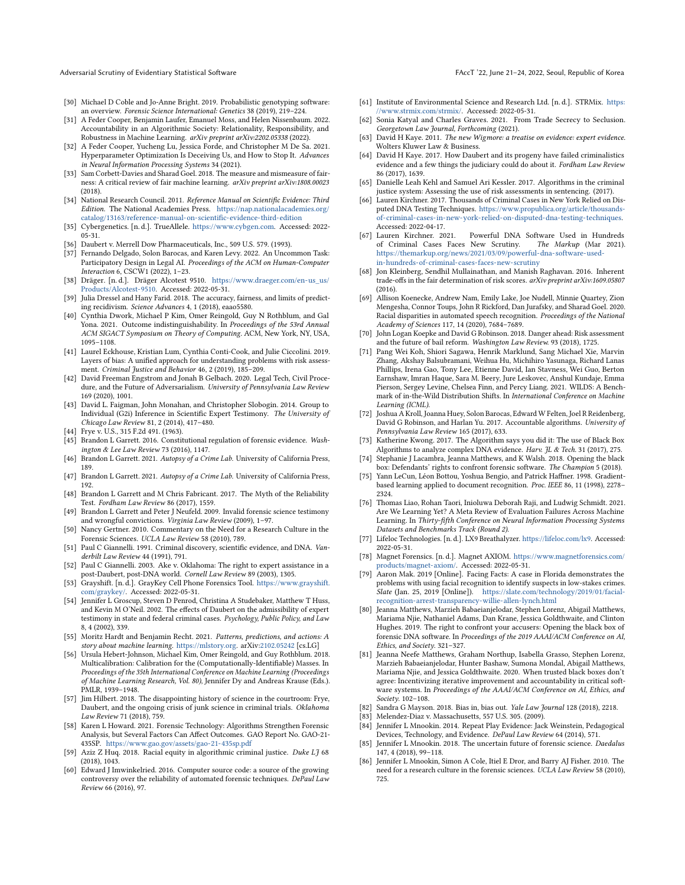- [30] Michael D Coble and Jo-Anne Bright. 2019. Probabilistic genotyping software: an overview. *Forensic Science International: Genetics* 38 (2019), 219–224.
- [31] A Feder Cooper, Benjamin Laufer, Emanuel Moss, and Helen Nissenbaum. 2022. Accountability in an Algorithmic Society: Relationality, Responsibility, and Robustness in Machine Learning. *arXiv preprint arXiv:2202.05338* (2022).
- [32] A Feder Cooper, Yucheng Lu, Jessica Forde, and Christopher M De Sa. 2021. Hyperparameter Optimization Is Deceiving Us, and How to Stop It. *Advances in Neural Information Processing Systems* 34 (2021).
- [33] Sam Corbett-Davies and Sharad Goel. 2018. The measure and mismeasure of fairness: A critical review of fair machine learning. *arXiv preprint arXiv:1808.00023* (2018).
- [34] National Research Council. 2011. *Reference Manual on Scientific Evidence: Third Edition.* The National Academies Press. https://nap.nationalacademies.org/catalog/13163/reference-manual-on-scientific-evidence-third-edition
- [35] Cybergenetics. [n. d.]. TrueAllele. https://www.cybgen.com. Accessed: 2022-05-31.
- [36] Daubert v. Merrell Dow Pharmaceuticals, Inc., 509 U.S. 579. (1993).
- [37] Fernando Delgado, Solon Barocas, and Karen Levy. 2022. An Uncommon Task: Participatory Design in Legal AI. *Proceedings of the ACM on Human-Computer Interaction* 6, CSCW1 (2022), 1–23.
- [38] Dräger. [n. d.]. Dräger Alcotest 9510. https://www.draeger.com/en-us_us/Products/Alcotest-9510. Accessed: 2022-05-31.
- [39] Julia Dressel and Hany Farid. 2018. The accuracy, fairness, and limits of predicting recidivism. *Science Advances* 4, 1 (2018), eaao5580.
- [40] Cynthia Dwork, Michael P Kim, Omer Reingold, Guy N Rothblum, and Gal Yona. 2021. Outcome indistinguishability. In *Proceedings of the 53rd Annual ACM SIGACT Symposium on Theory of Computing*. ACM, New York, NY, USA, 1095–1108.
- [41] Laurel Eckhouse, Kristian Lum, Cynthia Conti-Cook, and Julie Ciccolini. 2019. Layers of bias: A unified approach for understanding problems with risk assessment. *Criminal Justice and Behavior* 46, 2 (2019), 185–209.
- [42] David Freeman Engstrom and Jonah B Gelbach. 2020. Legal Tech, Civil Procedure, and the Future of Adversarialism. *University of Pennsylvania Law Review* 169 (2020), 1001.
- [43] David L. Faigman, John Monahan, and Christopher Slobogin. 2014. Group to Individual (G2i) Inference in Scientific Expert Testimony. *The University of Chicago Law Review* 81, 2 (2014), 417–480.
- [44] Frye v. U.S., 315 F.2d 491. (1963).
- [45] Brandon L Garrett. 2016. Constitutional regulation of forensic evidence. *Washington & Lee Law Review* 73 (2016), 1147.
- [46] Brandon L Garrett. 2021. *Autopsy of a Crime Lab.* University of California Press, 189.
- [47] Brandon L Garrett. 2021. *Autopsy of a Crime Lab.* University of California Press, 192.
- [48] Brandon L Garrett and M Chris Fabricant. 2017. The Myth of the Reliability Test. *Fordham Law Review* 86 (2017), 1559.
- [49] Brandon L Garrett and Peter J Neufeld. 2009. Invalid forensic science testimony and wrongful convictions. *Virginia Law Review* (2009), 1–97.
- [50] Nancy Gertner. 2010. Commentary on the Need for a Research Culture in the Forensic Sciences. *UCLA Law Review* 58 (2010), 789.
- [51] Paul C Giannelli. 1991. Criminal discovery, scientific evidence, and DNA. *Vanderbilt Law Review* 44 (1991), 791.
- [52] Paul C Giannelli. 2003. Ake v. Oklahoma: The right to expert assistance in a post-Daubert, post-DNA world. *Cornell Law Review* 89 (2003), 1305.
- [53] Grayshift. [n. d.]. GrayKey Cell Phone Forensics Tool. https://www.grayshift.com/graykey/. Accessed: 2022-05-31.
- [54] Jennifer L Groscup, Steven D Penrod, Christina A Studebaker, Matthew T Huss, and Kevin M O'Neil. 2002. The effects of Daubert on the admissibility of expert testimony in state and federal criminal cases. *Psychology, Public Policy, and Law* 8, 4 (2002), 339.
- [55] Moritz Hardt and Benjamin Recht. 2021. *Patterns, predictions, and actions: A story about machine learning.* https://mlstory.org. arXiv:2102.05242 [cs.LG]
- [56] Ursula Hebert-Johnson, Michael Kim, Omer Reingold, and Guy Rothblum. 2018. Multicalibration: Calibration for the (Computationally-Identifiable) Masses. In *Proceedings of the 35th International Conference on Machine Learning (Proceedings of Machine Learning Research, Vol. 80)*, Jennifer Dy and Andreas Krause (Eds.). PMLR, 1939–1948.
- [57] Jim Hilbert. 2018. The disappointing history of science in the courtroom: Frye, Daubert, and the ongoing crisis of junk science in criminal trials. *Oklahoma Law Review* 71 (2018), 759.
- [58] Karen L Howard. 2021. Forensic Technology: Algorithms Strengthen Forensic Analysis, but Several Factors Can Affect Outcomes. GAO Report No. GAO-21-435SP. https://www.gao.gov/assets/gao-21-435sp.pdf
- [59] Aziz Z Huq. 2018. Racial equity in algorithmic criminal justice. *Duke LJ* 68 (2018), 1043.
- [60] Edward J Imwinkelried. 2016. Computer source code: a source of the growing controversy over the reliability of automated forensic techniques. *DePaul Law Review* 66 (2016), 97.
- [61] Institute of Environmental Science and Research Ltd. [n. d.]. STRMix. https://www.strmix.com/strmix/. Accessed: 2022-05-31.
- [62] Sonia Katyal and Charles Graves. 2021. From Trade Secrecy to Seclusion. *Georgetown Law Journal, Forthcoming* (2021).
- [63] David H Kaye. 2011. *The new Wigmore: a treatise on evidence: expert evidence.* Wolters Kluwer Law & Business.
- [64] David H Kaye. 2017. How Daubert and its progeny have failed criminalistics evidence and a few things the judiciary could do about it. *Fordham Law Review* 86 (2017), 1639.
- [65] Danielle Leah Kehl and Samuel Ari Kessler. 2017. Algorithms in the criminal justice system: Assessing the use of risk assessments in sentencing. (2017).
- [66] Lauren Kirchner. 2017. Thousands of Criminal Cases in New York Relied on Disputed DNA Testing Techniques. https://www.propublica.org/article/thousands-of-criminal-cases-in-new-york-relied-on-disputed-dna-testing-techniques. Accessed: 2022-04-17.
- [67] Lauren Kirchner. 2021. Powerful DNA Software Used in Hundreds of Criminal Cases Faces New Scrutiny. *The Markup* (Mar 2021). https://themarkup.org/news/2021/03/09/powerful-dna-software-used-in-hundreds-of-criminal-cases-faces-new-scrutiny
- [68] Jon Kleinberg, Sendhil Mullainathan, and Manish Raghavan. 2016. Inherent trade-offs in the fair determination of risk scores. *arXiv preprint arXiv:1609.05807* (2016).
- [69] Allison Koenecke, Andrew Nam, Emily Lake, Joe Nudell, Minnie Quartey, Zion Mengesha, Connor Toups, John R Rickford, Dan Jurafsky, and Sharad Goel. 2020. Racial disparities in automated speech recognition. *Proceedings of the National Academy of Sciences* 117, 14 (2020), 7684–7689.
- [70] John Logan Koepke and David G Robinson. 2018. Danger ahead: Risk assessment and the future of bail reform. *Washington Law Review.* 93 (2018), 1725.
- [71] Pang Wei Koh, Shiori Sagawa, Henrik Marklund, Sang Michael Xie, Marvin Zhang, Akshay Balsubramani, Weihua Hu, Michihiro Yasunaga, Richard Lanas Phillips, Irena Gao, Tony Lee, Etienne David, Ian Stavness, Wei Guo, Berton Earnshaw, Imran Haque, Sara M. Beery, Jure Leskovec, Anshul Kundaje, Emma Pierson, Sergey Levine, Chelsea Finn, and Percy Liang. 2021. WILDS: A Benchmark of in-the-Wild Distribution Shifts. In *International Conference on Machine Learning (ICML)*.
- [72] Joshua A Kroll, Joanna Huey, Solon Barocas, Edward W Felten, Joel R Reidenberg, David G Robinson, and Harlan Yu. 2017. Accountable algorithms. *University of Pennsylvania Law Review* 165 (2017), 633.
- [73] Katherine Kwong. 2017. The Algorithm says you did it: The use of Black Box Algorithms to analyze complex DNA evidence. *Harv. JL & Tech.* 31 (2017), 275.
- [74] Stephanie J Lacambra, Jeanna Matthews, and K Walsh. 2018. Opening the black box: Defendants' rights to confront forensic software. *The Champion* 5 (2018).
- [75] Yann LeCun, Léon Bottou, Yoshua Bengio, and Patrick Haffner. 1998. Gradient-based learning applied to document recognition. *Proc. IEEE* 86, 11 (1998), 2278–2324.
- [76] Thomas Liao, Rohan Taori, Inioluwa Deborah Raji, and Ludwig Schmidt. 2021. Are We Learning Yet? A Meta Review of Evaluation Failures Across Machine Learning. In *Thirty-fifth Conference on Neural Information Processing Systems Datasets and Benchmarks Track (Round 2)*.
- [77] Lifeloc Technologies. [n. d.]. LX9 Breathalyzer. https://lifeloc.com/lx9. Accessed: 2022-05-31.
- [78] Magnet Forensics. [n. d.]. Magnet AXIOM. https://www.magnetforensics.com/products/magnet-axiom/. Accessed: 2022-05-31.
- [79] Aaron Mak. 2019 [Online]. Facing Facts: A case in Florida demonstrates the problems with using facial recognition to identify suspects in low-stakes crimes. *Slate* (Jan. 25, 2019 [Online]). https://slate.com/technology/2019/01/facial-recognition-arrest-transparency-willie-allen-lynch.html
- [80] Jeanna Matthews, Marzieh Babaeianjelodar, Stephen Lorenz, Abigail Matthews, Mariama Njie, Nathaniel Adams, Dan Krane, Jessica Goldthwaite, and Clinton Hughes. 2019. The right to confront your accusers: Opening the black box of forensic DNA software. In *Proceedings of the 2019 AAAI/ACM Conference on AI, Ethics, and Society*. 321–327.
- [81] Jeanna Neefe Matthews, Graham Northup, Isabella Grasso, Stephen Lorenz, Marzieh Babaeianjelodar, Hunter Bashaw, Sumona Mondal, Abigail Matthews, Mariama Njie, and Jessica Goldthwaite. 2020. When trusted black boxes don't agree: Incentivizing iterative improvement and accountability in critical software systems. In *Proceedings of the AAAI/ACM Conference on AI, Ethics, and Society*. 102–108.
- [82] Sandra G Mayson. 2018. Bias in, bias out. *Yale Law Journal* 128 (2018), 2218.
- [83] Melendez-Diaz v. Massachusetts, 557 U.S. 305. (2009).
- [84] Jennifer L Mnookin. 2014. Repeat Play Evidence: Jack Weinstein, Pedagogical Devices, Technology, and Evidence. *DePaul Law Review* 64 (2014), 571.
- [85] Jennifer L Mnookin. 2018. The uncertain future of forensic science. *Daedalus* 147, 4 (2018), 99–118.
- [86] Jennifer L Mnookin, Simon A Cole, Itiel E Dror, and Barry AJ Fisher. 2010. The need for a research culture in the forensic sciences. *UCLA Law Review* 58 (2010), 725.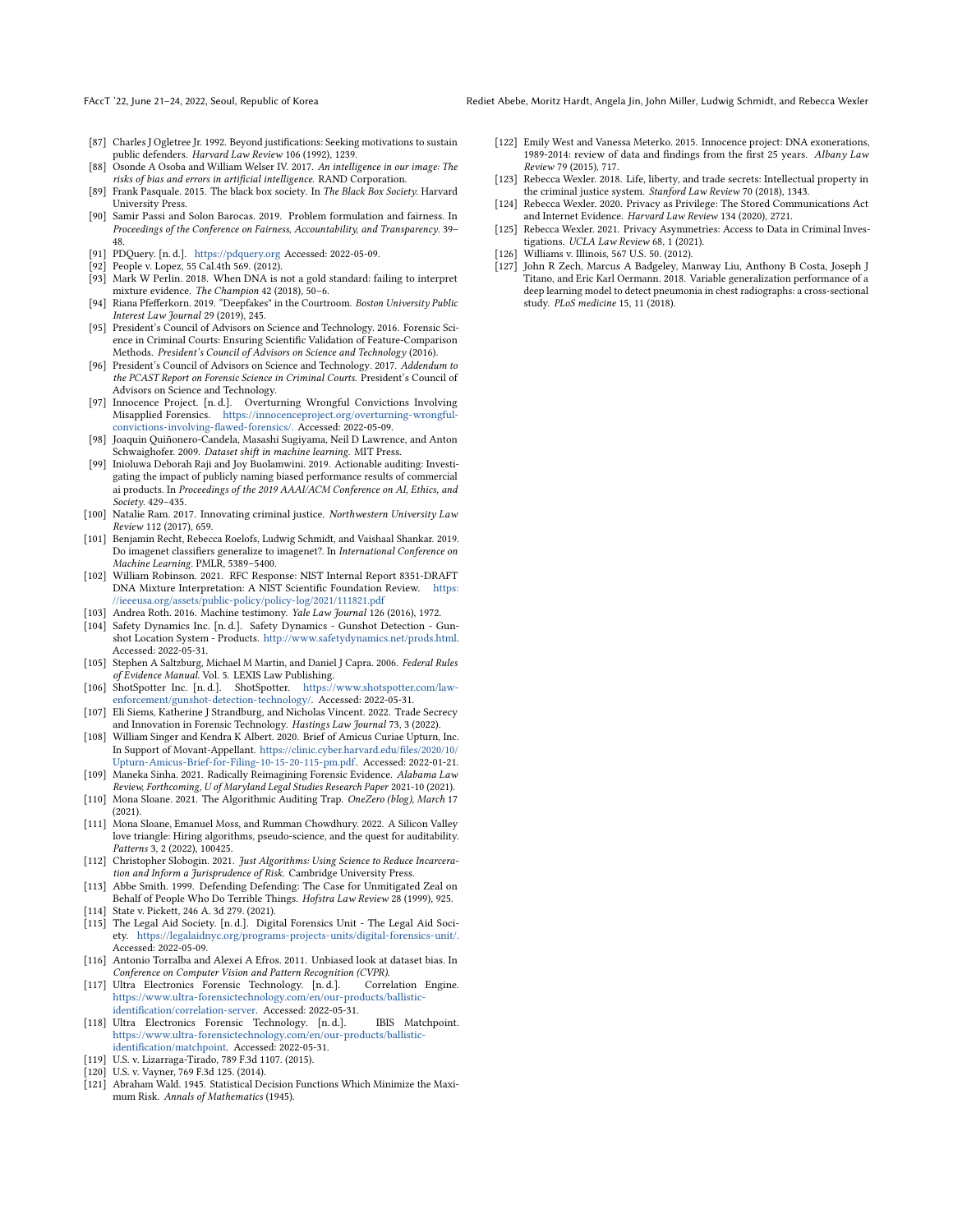[87] Charles J Ogletree Jr. 1992. Beyond justifications: Seeking motivations to sustain public defenders. *Harvard Law Review* 106 (1992), 1239.

[88] Osonde A Osoba and William Welser IV. 2017. *An intelligence in our image: The risks of bias and errors in artificial intelligence.* RAND Corporation.

[89] Frank Pasquale. 2015. The black box society. In *The Black Box Society*. Harvard University Press.

[90] Samir Passi and Solon Barocas. 2019. Problem formulation and fairness. In *Proceedings of the Conference on Fairness, Accountability, and Transparency*. 39–48.

[91] PDQuery. [n. d.]. https://pdquery.org Accessed: 2022-05-09.

[92] People v. Lopez, 55 Cal.4th 569. (2012).

[93] Mark W Perlin. 2018. When DNA is not a gold standard: failing to interpret mixture evidence. *The Champion* 42 (2018), 50–6.

[94] Riana Pfefferkorn. 2019. "Deepfakes" in the Courtroom. *Boston University Public Interest Law Journal* 29 (2019), 245.

[95] President's Council of Advisors on Science and Technology. 2016. Forensic Science in Criminal Courts: Ensuring Scientific Validation of Feature-Comparison Methods. *President's Council of Advisors on Science and Technology* (2016).

[96] President's Council of Advisors on Science and Technology. 2017. *Addendum to the PCAST Report on Forensic Science in Criminal Courts.* President's Council of Advisors on Science and Technology.

[97] Innocence Project. [n. d.]. Overturning Wrongful Convictions Involving Misapplied Forensics. https://innocenceproject.org/overturning-wrongful-convictions-involving-flawed-forensics/. Accessed: 2022-05-09.

[98] Joaquin Quiñonero-Candela, Masashi Sugiyama, Neil D Lawrence, and Anton Schwaighofer. 2009. *Dataset shift in machine learning.* MIT Press.

[99] Inioluwa Deborah Raji and Joy Buolamwini. 2019. Actionable auditing: Investigating the impact of publicly naming biased performance results of commercial ai products. In *Proceedings of the 2019 AAAI/ACM Conference on AI, Ethics, and Society*. 429–435.

[100] Natalie Ram. 2017. Innovating criminal justice. *Northwestern University Law Review* 112 (2017), 659.

[101] Benjamin Recht, Rebecca Roelofs, Ludwig Schmidt, and Vaishaal Shankar. 2019. Do imagenet classifiers generalize to imagenet?. In *International Conference on Machine Learning*. PMLR, 5389–5400.

[102] William Robinson. 2021. RFC Response: NIST Internal Report 8351-DRAFT DNA Mixture Interpretation: A NIST Scientific Foundation Review. https://ieeeusa.org/assets/public-policy/policy-log/2021/111821.pdf

[103] Andrea Roth. 2016. Machine testimony. *Yale Law Journal* 126 (2016), 1972.

[104] Safety Dynamics Inc. [n. d.]. Safety Dynamics - Gunshot Detection - Gunshot Location System - Products. http://www.safetydynamics.net/prods.html. Accessed: 2022-05-31.

[105] Stephen A Saltzburg, Michael M Martin, and Daniel J Capra. 2006. *Federal Rules of Evidence Manual.* Vol. 5. LEXIS Law Publishing.

[106] ShotSpotter Inc. [n. d.]. ShotSpotter. https://www.shotspotter.com/law-enforcement/gunshot-detection-technology/. Accessed: 2022-05-31.

[107] Eli Siems, Katherine J Strandburg, and Nicholas Vincent. 2022. Trade Secrecy and Innovation in Forensic Technology. *Hastings Law Journal* 73, 3 (2022).

[108] William Singer and Kendra K Albert. 2020. Brief of Amicus Curiae Upturn, Inc. In Support of Movant-Appellant. https://clinic.cyber.harvard.edu/files/2020/10/Upturn-Amicus-Brief-for-Filing-10-15-20-115-pm.pdf. Accessed: 2022-01-21.

[109] Maneka Sinha. 2021. Radically Reimagining Forensic Evidence. *Alabama Law Review, Forthcoming, U of Maryland Legal Studies Research Paper* 2021-10 (2021).

[110] Mona Sloane. 2021. The Algorithmic Auditing Trap. *OneZero (blog), March* 17 (2021).

[111] Mona Sloane, Emanuel Moss, and Rumman Chowdhury. 2022. A Silicon Valley love triangle: Hiring algorithms, pseudo-science, and the quest for auditability. *Patterns* 3, 2 (2022), 100425.

[112] Christopher Slobogin. 2021. *Just Algorithms: Using Science to Reduce Incarceration and Inform a Jurisprudence of Risk.* Cambridge University Press.

[113] Abbe Smith. 1999. Defending Defending: The Case for Unmitigated Zeal on Behalf of People Who Do Terrible Things. *Hofstra Law Review* 28 (1999), 925.

[114] State v. Pickett, 246 A. 3d 279. (2021).

[115] The Legal Aid Society. [n. d.]. Digital Forensics Unit - The Legal Aid Society. https://legalaidnyc.org/programs-projects-units/digital-forensics-unit/. Accessed: 2022-05-09.

[116] Antonio Torralba and Alexei A Efros. 2011. Unbiased look at dataset bias. In *Conference on Computer Vision and Pattern Recognition (CVPR)*.

[117] Ultra Electronics Forensic Technology. [n. d.]. Correlation Engine. https://www.ultra-forensictechnology.com/en/our-products/ballistic-identification/correlation-server. Accessed: 2022-05-31.

[118] Ultra Electronics Forensic Technology. [n. d.]. IBIS Matchpoint. https://www.ultra-forensictechnology.com/en/our-products/ballistic-identification/matchpoint. Accessed: 2022-05-31.

[119] U.S. v. Lizarraga-Tirado, 789 F.3d 1107. (2015).

[120] U.S. v. Vayner, 769 F.3d 125. (2014).

[121] Abraham Wald. 1945. Statistical Decision Functions Which Minimize the Maximum Risk. *Annals of Mathematics* (1945).

[122] Emily West and Vanessa Meterko. 2015. Innocence project: DNA exonerations, 1989-2014: review of data and findings from the first 25 years. *Albany Law Review* 79 (2015), 717.

[123] Rebecca Wexler. 2018. Life, liberty, and trade secrets: Intellectual property in the criminal justice system. *Stanford Law Review* 70 (2018), 1343.

[124] Rebecca Wexler. 2020. Privacy as Privilege: The Stored Communications Act and Internet Evidence. *Harvard Law Review* 134 (2020), 2721.

[125] Rebecca Wexler. 2021. Privacy Asymmetries: Access to Data in Criminal Investigations. *UCLA Law Review* 68, 1 (2021).

[126] Williams v. Illinois, 567 U.S. 50. (2012).

[127] John R Zech, Marcus A Badgeley, Manway Liu, Anthony B Costa, Joseph J Titano, and Eric Karl Oermann. 2018. Variable generalization performance of a deep learning model to detect pneumonia in chest radiographs: a cross-sectional study. *PLoS medicine* 15, 11 (2018).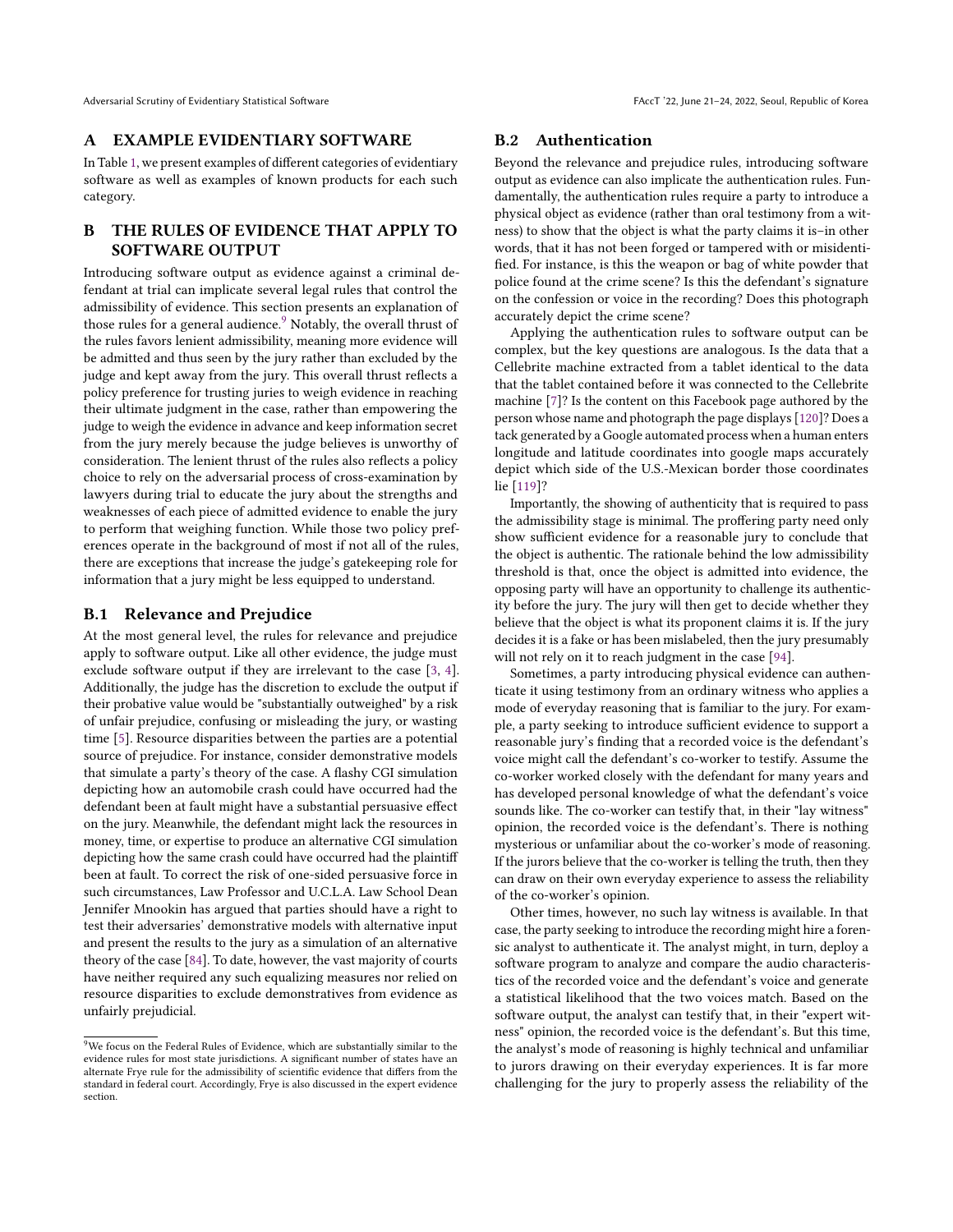## A EXAMPLE EVIDENTIARY SOFTWARE

In Table 1, we present examples of different categories of evidentiary software as well as examples of known products for each such category.

## B THE RULES OF EVIDENCE THAT APPLY TO SOFTWARE OUTPUT

Introducing software output as evidence against a criminal defendant at trial can implicate several legal rules that control the admissibility of evidence. This section presents an explanation of those rules for a general audience.[9] Notably, the overall thrust of the rules favors lenient admissibility, meaning more evidence will be admitted and thus seen by the jury rather than excluded by the judge and kept away from the jury. This overall thrust reflects a policy preference for trusting juries to weigh evidence in reaching their ultimate judgment in the case, rather than empowering the judge to weigh the evidence in advance and keep information secret from the jury merely because the judge believes is unworthy of consideration. The lenient thrust of the rules also reflects a policy choice to rely on the adversarial process of cross-examination by lawyers during trial to educate the jury about the strengths and weaknesses of each piece of admitted evidence to enable the jury to perform that weighing function. While those two policy preferences operate in the background of most if not all of the rules, there are exceptions that increase the judge's gatekeeping role for information that a jury might be less equipped to understand.

### B.1 Relevance and Prejudice

At the most general level, the rules for relevance and prejudice apply to software output. Like all other evidence, the judge must exclude software output if they are irrelevant to the case [3, 4]. Additionally, the judge has the discretion to exclude the output if their probative value would be "substantially outweighed" by a risk of unfair prejudice, confusing or misleading the jury, or wasting time [5]. Resource disparities between the parties are a potential source of prejudice. For instance, consider demonstrative models that simulate a party's theory of the case. A flashy CGI simulation depicting how an automobile crash could have occurred had the defendant been at fault might have a substantial persuasive effect on the jury. Meanwhile, the defendant might lack the resources in money, time, or expertise to produce an alternative CGI simulation depicting how the same crash could have occurred had the plaintiff been at fault. To correct the risk of one-sided persuasive force in such circumstances, Law Professor and U.C.L.A. Law School Dean Jennifer Mnookin has argued that parties should have a right to test their adversaries' demonstrative models with alternative input and present the results to the jury as a simulation of an alternative theory of the case [84]. To date, however, the vast majority of courts have neither required any such equalizing measures nor relied on resource disparities to exclude demonstratives from evidence as unfairly prejudicial.

[9] We focus on the Federal Rules of Evidence, which are substantially similar to the evidence rules for most state jurisdictions. A significant number of states have an alternate Frye rule for the admissibility of scientific evidence that differs from the standard in federal court. Accordingly, Frye is also discussed in the expert evidence section.

### B.2 Authentication

Beyond the relevance and prejudice rules, introducing software output as evidence can also implicate the authentication rules. Fundamentally, the authentication rules require a party to introduce a physical object as evidence (rather than oral testimony from a witness) to show that the object is what the party claims it is–in other words, that it has not been forged or tampered with or misidentified. For instance, is this the weapon or bag of white powder that police found at the crime scene? Is this the defendant's signature on the confession or voice in the recording? Does this photograph accurately depict the crime scene?

Applying the authentication rules to software output can be complex, but the key questions are analogous. Is the data that a Cellebrite machine extracted from a tablet identical to the data that the tablet contained before it was connected to the Cellebrite machine [7]? Is the content on this Facebook page authored by the person whose name and photograph the page displays [120]? Does a tack generated by a Google automated process when a human enters longitude and latitude coordinates into google maps accurately depict which side of the U.S.-Mexican border those coordinates lie [119]?

Importantly, the showing of authenticity that is required to pass the admissibility stage is minimal. The proffering party need only show sufficient evidence for a reasonable jury to conclude that the object is authentic. The rationale behind the low admissibility threshold is that, once the object is admitted into evidence, the opposing party will have an opportunity to challenge its authenticity before the jury. The jury will then get to decide whether they believe that the object is what its proponent claims it is. If the jury decides it is a fake or has been mislabeled, then the jury presumably will not rely on it to reach judgment in the case [94].

Sometimes, a party introducing physical evidence can authenticate it using testimony from an ordinary witness who applies a mode of everyday reasoning that is familiar to the jury. For example, a party seeking to introduce sufficient evidence to support a reasonable jury's finding that a recorded voice is the defendant's voice might call the defendant's co-worker to testify. Assume the co-worker worked closely with the defendant for many years and has developed personal knowledge of what the defendant's voice sounds like. The co-worker can testify that, in their "lay witness" opinion, the recorded voice is the defendant's. There is nothing mysterious or unfamiliar about the co-worker's mode of reasoning. If the jurors believe that the co-worker is telling the truth, then they can draw on their own everyday experience to assess the reliability of the co-worker's opinion.

Other times, however, no such lay witness is available. In that case, the party seeking to introduce the recording might hire a forensic analyst to authenticate it. The analyst might, in turn, deploy a software program to analyze and compare the audio characteristics of the recorded voice and the defendant's voice and generate a statistical likelihood that the two voices match. Based on the software output, the analyst can testify that, in their "expert witness" opinion, the recorded voice is the defendant's. But this time, the analyst's mode of reasoning is highly technical and unfamiliar to jurors drawing on their everyday experiences. It is far more challenging for the jury to properly assess the reliability of the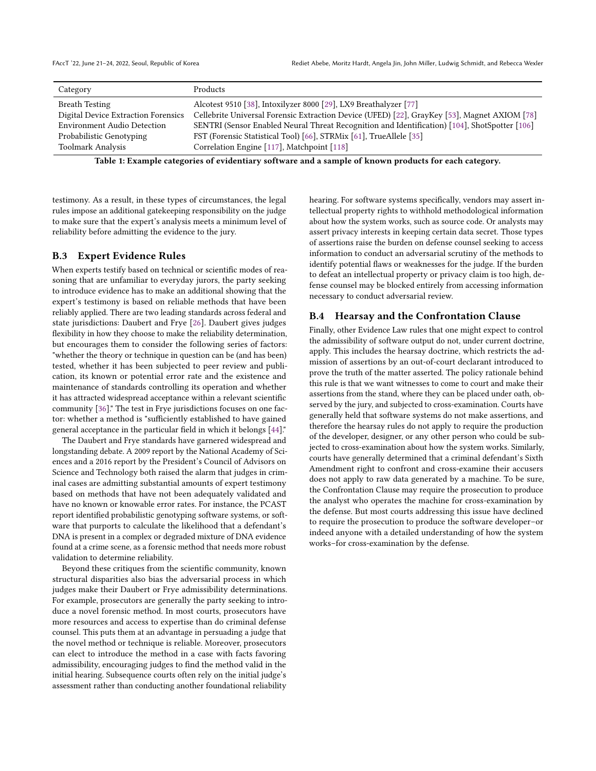| Category | Products |
|---|---|
| Breath Testing | Alcotest 9510 [38], Intoxilyzer 8000 [29], LX9 Breathalyzer [77] |
| Digital Device Extraction Forensics | Cellebrite Universal Forensic Extraction Device (UFED) [22], GrayKey [53], Magnet AXIOM [78] |
| Environment Audio Detection | SENTRI (Sensor Enabled Neural Threat Recognition and Identification) [104], ShotSpotter [106] |
| Probabilistic Genotyping | FST (Forensic Statistical Tool) [66], STRMix [61], TrueAllele [35] |
| Toolmark Analysis | Correlation Engine [117], Matchpoint [118] |

**Table 1: Example categories of evidentiary software and a sample of known products for each category.**

testimony. As a result, in these types of circumstances, the legal rules impose an additional gatekeeping responsibility on the judge to make sure that the expert's analysis meets a minimum level of reliability before admitting the evidence to the jury.

## B.3 Expert Evidence Rules

When experts testify based on technical or scientific modes of reasoning that are unfamiliar to everyday jurors, the party seeking to introduce evidence has to make an additional showing that the expert's testimony is based on reliable methods that have been reliably applied. There are two leading standards across federal and state jurisdictions: Daubert and Frye [26]. Daubert gives judges flexibility in how they choose to make the reliability determination, but encourages them to consider the following series of factors: "whether the theory or technique in question can be (and has been) tested, whether it has been subjected to peer review and publication, its known or potential error rate and the existence and maintenance of standards controlling its operation and whether it has attracted widespread acceptance within a relevant scientific community [36]." The test in Frye jurisdictions focuses on one factor: whether a method is "sufficiently established to have gained general acceptance in the particular field in which it belongs [44]."

The Daubert and Frye standards have garnered widespread and longstanding debate. A 2009 report by the National Academy of Sciences and a 2016 report by the President's Council of Advisors on Science and Technology both raised the alarm that judges in criminal cases are admitting substantial amounts of expert testimony based on methods that have not been adequately validated and have no known or knowable error rates. For instance, the PCAST report identified probabilistic genotyping software systems, or software that purports to calculate the likelihood that a defendant's DNA is present in a complex or degraded mixture of DNA evidence found at a crime scene, as a forensic method that needs more robust validation to determine reliability.

Beyond these critiques from the scientific community, known structural disparities also bias the adversarial process in which judges make their Daubert or Frye admissibility determinations. For example, prosecutors are generally the party seeking to introduce a novel forensic method. In most courts, prosecutors have more resources and access to expertise than do criminal defense counsel. This puts them at an advantage in persuading a judge that the novel method or technique is reliable. Moreover, prosecutors can elect to introduce the method in a case with facts favoring admissibility, encouraging judges to find the method valid in the initial hearing. Subsequence courts often rely on the initial judge's assessment rather than conducting another foundational reliability hearing. For software systems specifically, vendors may assert intellectual property rights to withhold methodological information about how the system works, such as source code. Or analysts may assert privacy interests in keeping certain data secret. Those types of assertions raise the burden on defense counsel seeking to access information to conduct an adversarial scrutiny of the methods to identify potential flaws or weaknesses for the judge. If the burden to defeat an intellectual property or privacy claim is too high, defense counsel may be blocked entirely from accessing information necessary to conduct adversarial review.

## B.4 Hearsay and the Confrontation Clause

Finally, other Evidence Law rules that one might expect to control the admissibility of software output do not, under current doctrine, apply. This includes the hearsay doctrine, which restricts the admission of assertions by an out-of-court declarant introduced to prove the truth of the matter asserted. The policy rationale behind this rule is that we want witnesses to come to court and make their assertions from the stand, where they can be placed under oath, observed by the jury, and subjected to cross-examination. Courts have generally held that software systems do not make assertions, and therefore the hearsay rules do not apply to require the production of the developer, designer, or any other person who could be subjected to cross-examination about how the system works. Similarly, courts have generally determined that a criminal defendant's Sixth Amendment right to confront and cross-examine their accusers does not apply to raw data generated by a machine. To be sure, the Confrontation Clause may require the prosecution to produce the analyst who operates the machine for cross-examination by the defense. But most courts addressing this issue have declined to require the prosecution to produce the software developer–or indeed anyone with a detailed understanding of how the system works–for cross-examination by the defense.